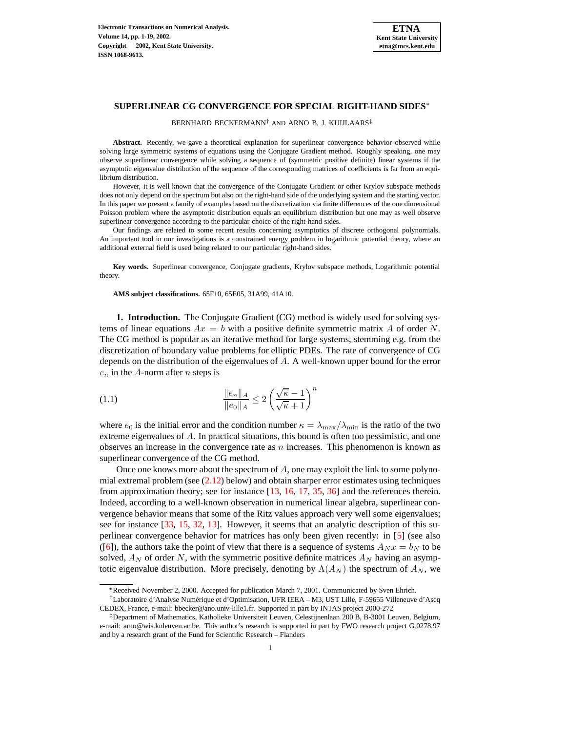# SUPERLINEAR CG CONVERGENCE FOR SPECIAL RIGHT-HAND SIDES*

BERNHARD BECKERMANN† AND ARNO B. J. KUIJLAARS‡

**Abstract.** Recently, we gave a theoretical explanation for superlinear convergence behavior observed while solving large symmetric systems of equations using the Conjugate Gradient method. Roughly speaking, one may observe superlinear convergence while solving a sequence of (symmetric positive definite) linear systems if the asymptotic eigenvalue distribution of the sequence of the corresponding matrices of coefficients is far from an equilibrium distribution.

However, it is well known that the convergence of the Conjugate Gradient or other Krylov subspace methods does not only depend on the spectrum but also on the right-hand side of the underlying system and the starting vector. In this paper we present a family of examples based on the discretization via finite differences of the one dimensional Poisson problem where the asymptotic distribution equals an equilibrium distribution but one may as well observe superlinear convergence according to the particular choice of the right-hand sides.

Our findings are related to some recent results concerning asymptotics of discrete orthogonal polynomials. An important tool in our investigations is a constrained energy problem in logarithmic potential theory, where an additional external field is used being related to our particular right-hand sides.

**Key words.** Superlinear convergence, Conjugate gradients, Krylov subspace methods, Logarithmic potential theory.

**AMS subject classifications.** 65F10, 65E05, 31A99, 41A10.

**1. Introduction.** The Conjugate Gradient (CG) method is widely used for solving systems of linear equations $Ax = b$ with a positive definite symmetric matrix $A$ of order $N$. The CG method is popular as an iterative method for large systems, stemming e.g. from the discretization of boundary value problems for elliptic PDEs. The rate of convergence of CG depends on the distribution of the eigenvalues of $A$. A well-known upper bound for the error $e_n$ in the $A$-norm after $n$ steps is

$$\frac{\|e_n\|_A}{\|e_0\|_A} \leq 2\left(\frac{\sqrt{\kappa}-1}{\sqrt{\kappa}+1}\right)^n \tag{1.1}$$

where $e_0$ is the initial error and the condition number $\kappa = \lambda_{\max}/\lambda_{\min}$ is the ratio of the two extreme eigenvalues of $A$. In practical situations, this bound is often too pessimistic, and one observes an increase in the convergence rate as $n$ increases. This phenomenon is known as superlinear convergence of the CG method.

Once one knows more about the spectrum of $A$, one may exploit the link to some polynomial extremal problem (see (2.12) below) and obtain sharper error estimates using techniques from approximation theory; see for instance [13, 16, 17, 35, 36] and the references therein. Indeed, according to a well-known observation in numerical linear algebra, superlinear convergence behavior means that some of the Ritz values approach very well some eigenvalues; see for instance [33, 15, 32, 13]. However, it seems that an analytic description of this superlinear convergence behavior for matrices has only been given recently: in [5] (see also ([6]), the authors take the point of view that there is a sequence of systems $A_N x = b_N$ to be solved, $A_N$ of order $N$, with the symmetric positive definite matrices $A_N$ having an asymptotic eigenvalue distribution. More precisely, denoting by $\Lambda(A_N)$ the spectrum of $A_N$, we

---

*Received November 2, 2000. Accepted for publication March 7, 2001. Communicated by Sven Ehrich.

†Laboratoire d'Analyse Numérique et d'Optimisation, UFR IEEA – M3, UST Lille, F-59655 Villeneuve d'Ascq CEDEX, France, e-mail: bbecker@ano.univ-lille1.fr. Supported in part by INTAS project 2000-272

‡Department of Mathematics, Katholieke Universiteit Leuven, Celestijnenlaan 200 B, B-3001 Leuven, Belgium, e-mail: arno@wis.kuleuven.ac.be. This author's research is supported in part by FWO research project G.0278.97 and by a research grant of the Fund for Scientific Research – Flanders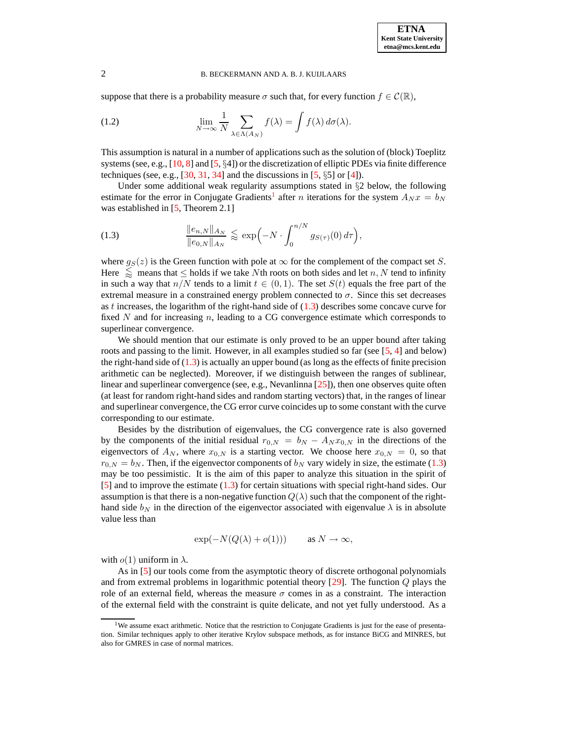suppose that there is a probability measure $\sigma$ such that, for every function $f \in \mathcal{C}(\mathbb{R})$,

$$\lim_{N\to\infty} \frac{1}{N} \sum_{\lambda \in \Lambda(A_N)} f(\lambda) = \int f(\lambda)\, d\sigma(\lambda). \tag{1.2}$$

This assumption is natural in a number of applications such as the solution of (block) Toeplitz systems (see, e.g., [10, 8] and [5, §4]) or the discretization of elliptic PDEs via finite difference techniques (see, e.g., [30, 31, 34] and the discussions in [5, §5] or [4]).

Under some additional weak regularity assumptions stated in §2 below, the following estimate for the error in Conjugate Gradients[1] after $n$ iterations for the system $A_N x = b_N$ was established in [5, Theorem 2.1]

$$\frac{\|e_{n,N}\|_{A_N}}{\|e_{0,N}\|_{A_N}} \lessapprox \exp\Big(-N \cdot \int_0^{n/N} g_{S(\tau)}(0)\, d\tau\Big), \tag{1.3}$$

where $g_S(z)$ is the Green function with pole at $\infty$ for the complement of the compact set $S$. Here $\lessapprox$ means that $\leq$ holds if we take $N$th roots on both sides and let $n, N$ tend to infinity in such a way that $n/N$ tends to a limit $t \in (0,1)$. The set $S(t)$ equals the free part of the extremal measure in a constrained energy problem connected to $\sigma$. Since this set decreases as $t$ increases, the logarithm of the right-hand side of (1.3) describes some concave curve for fixed $N$ and for increasing $n$, leading to a CG convergence estimate which corresponds to superlinear convergence.

We should mention that our estimate is only proved to be an upper bound after taking roots and passing to the limit. However, in all examples studied so far (see [5, 4] and below) the right-hand side of (1.3) is actually an upper bound (as long as the effects of finite precision arithmetic can be neglected). Moreover, if we distinguish between the ranges of sublinear, linear and superlinear convergence (see, e.g., Nevanlinna [25]), then one observes quite often (at least for random right-hand sides and random starting vectors) that, in the ranges of linear and superlinear convergence, the CG error curve coincides up to some constant with the curve corresponding to our estimate.

Besides by the distribution of eigenvalues, the CG convergence rate is also governed by the components of the initial residual $r_{0,N} = b_N - A_N x_{0,N}$ in the directions of the eigenvectors of $A_N$, where $x_{0,N}$ is a starting vector. We choose here $x_{0,N} = 0$, so that $r_{0,N} = b_N$. Then, if the eigenvector components of $b_N$ vary widely in size, the estimate (1.3) may be too pessimistic. It is the aim of this paper to analyze this situation in the spirit of [5] and to improve the estimate (1.3) for certain situations with special right-hand sides. Our assumption is that there is a non-negative function $Q(\lambda)$ such that the component of the right-hand side $b_N$ in the direction of the eigenvector associated with eigenvalue $\lambda$ is in absolute value less than

$$\exp(-N(Q(\lambda) + o(1))) \qquad \text{as } N \to \infty,$$

with $o(1)$ uniform in $\lambda$.

As in [5] our tools come from the asymptotic theory of discrete orthogonal polynomials and from extremal problems in logarithmic potential theory [29]. The function $Q$ plays the role of an external field, whereas the measure $\sigma$ comes in as a constraint. The interaction of the external field with the constraint is quite delicate, and not yet fully understood. As a

[1] We assume exact arithmetic. Notice that the restriction to Conjugate Gradients is just for the ease of presentation. Similar techniques apply to other iterative Krylov subspace methods, as for instance BiCG and MINRES, but also for GMRES in case of normal matrices.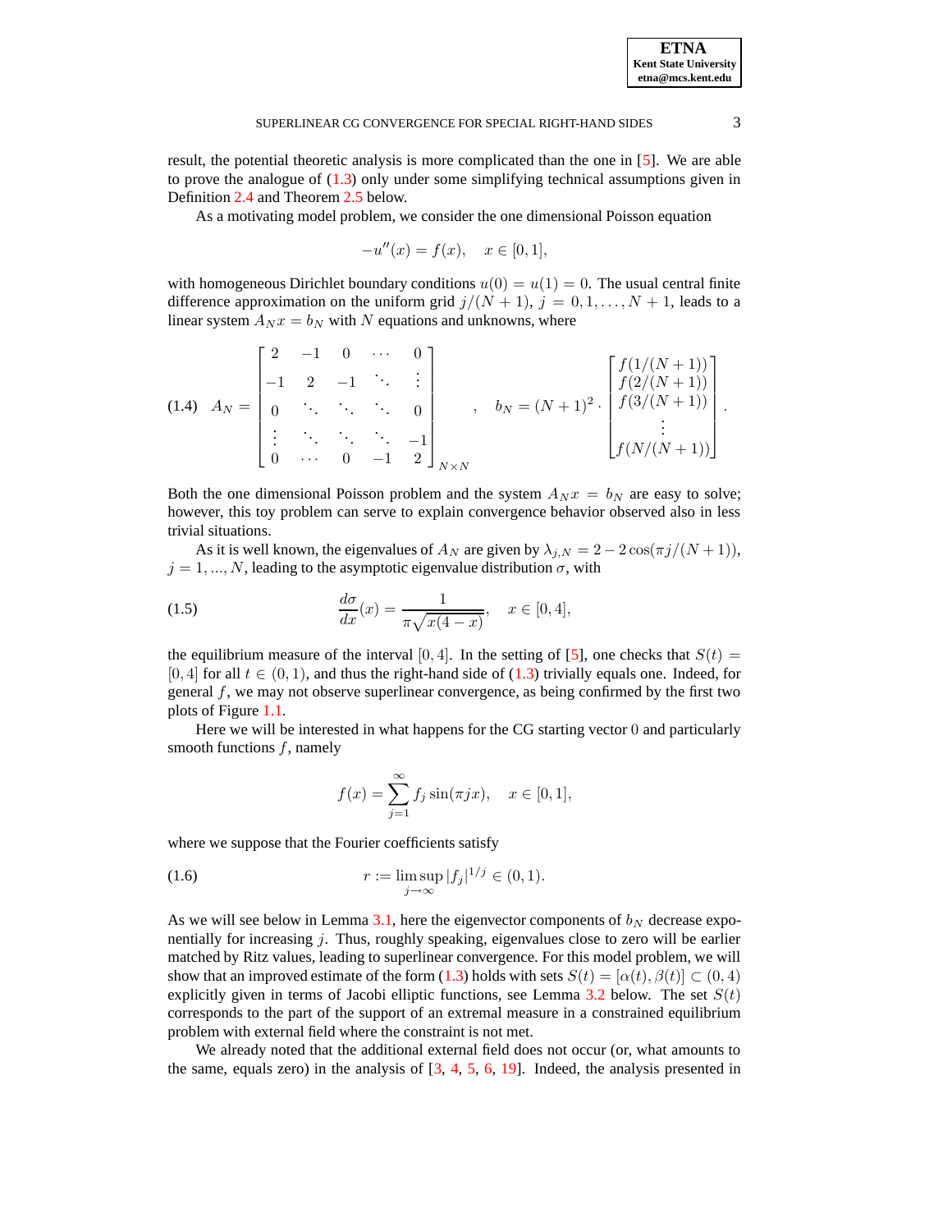result, the potential theoretic analysis is more complicated than the one in [5]. We are able to prove the analogue of (1.3) only under some simplifying technical assumptions given in Definition 2.4 and Theorem 2.5 below.

As a motivating model problem, we consider the one dimensional Poisson equation

$$-u''(x) = f(x), \quad x \in [0,1],$$

with homogeneous Dirichlet boundary conditions $u(0) = u(1) = 0$. The usual central finite difference approximation on the uniform grid $j/(N+1)$, $j = 0, 1, \ldots, N+1$, leads to a linear system $A_N x = b_N$ with $N$ equations and unknowns, where

$$(1.4)\quad A_N = \begin{bmatrix} 2 & -1 & 0 & \cdots & 0 \\ -1 & 2 & -1 & \ddots & \vdots \\ 0 & \ddots & \ddots & \ddots & 0 \\ \vdots & \ddots & \ddots & \ddots & -1 \\ 0 & \cdots & 0 & -1 & 2 \end{bmatrix}_{N \times N}, \quad b_N = (N+1)^2 \cdot \begin{bmatrix} f(1/(N+1)) \\ f(2/(N+1)) \\ f(3/(N+1)) \\ \vdots \\ f(N/(N+1)) \end{bmatrix}.$$

Both the one dimensional Poisson problem and the system $A_N x = b_N$ are easy to solve; however, this toy problem can serve to explain convergence behavior observed also in less trivial situations.

As it is well known, the eigenvalues of $A_N$ are given by $\lambda_{j,N} = 2 - 2\cos(\pi j/(N+1))$, $j = 1, \ldots, N$, leading to the asymptotic eigenvalue distribution $\sigma$, with

$$(1.5)\quad \frac{d\sigma}{dx}(x) = \frac{1}{\pi\sqrt{x(4-x)}}, \quad x \in [0,4],$$

the equilibrium measure of the interval $[0,4]$. In the setting of [5], one checks that $S(t) = [0,4]$ for all $t \in (0,1)$, and thus the right-hand side of (1.3) trivially equals one. Indeed, for general $f$, we may not observe superlinear convergence, as being confirmed by the first two plots of Figure 1.1.

Here we will be interested in what happens for the CG starting vector $0$ and particularly smooth functions $f$, namely

$$f(x) = \sum_{j=1}^{\infty} f_j \sin(\pi j x), \quad x \in [0,1],$$

where we suppose that the Fourier coefficients satisfy

$$(1.6)\quad r := \limsup_{j\to\infty} |f_j|^{1/j} \in (0,1).$$

As we will see below in Lemma 3.1, here the eigenvector components of $b_N$ decrease exponentially for increasing $j$. Thus, roughly speaking, eigenvalues close to zero will be earlier matched by Ritz values, leading to superlinear convergence. For this model problem, we will show that an improved estimate of the form (1.3) holds with sets $S(t) = [\alpha(t), \beta(t)] \subset (0,4)$ explicitly given in terms of Jacobi elliptic functions, see Lemma 3.2 below. The set $S(t)$ corresponds to the part of the support of an extremal measure in a constrained equilibrium problem with external field where the constraint is not met.

We already noted that the additional external field does not occur (or, what amounts to the same, equals zero) in the analysis of [3, 4, 5, 6, 19]. Indeed, the analysis presented in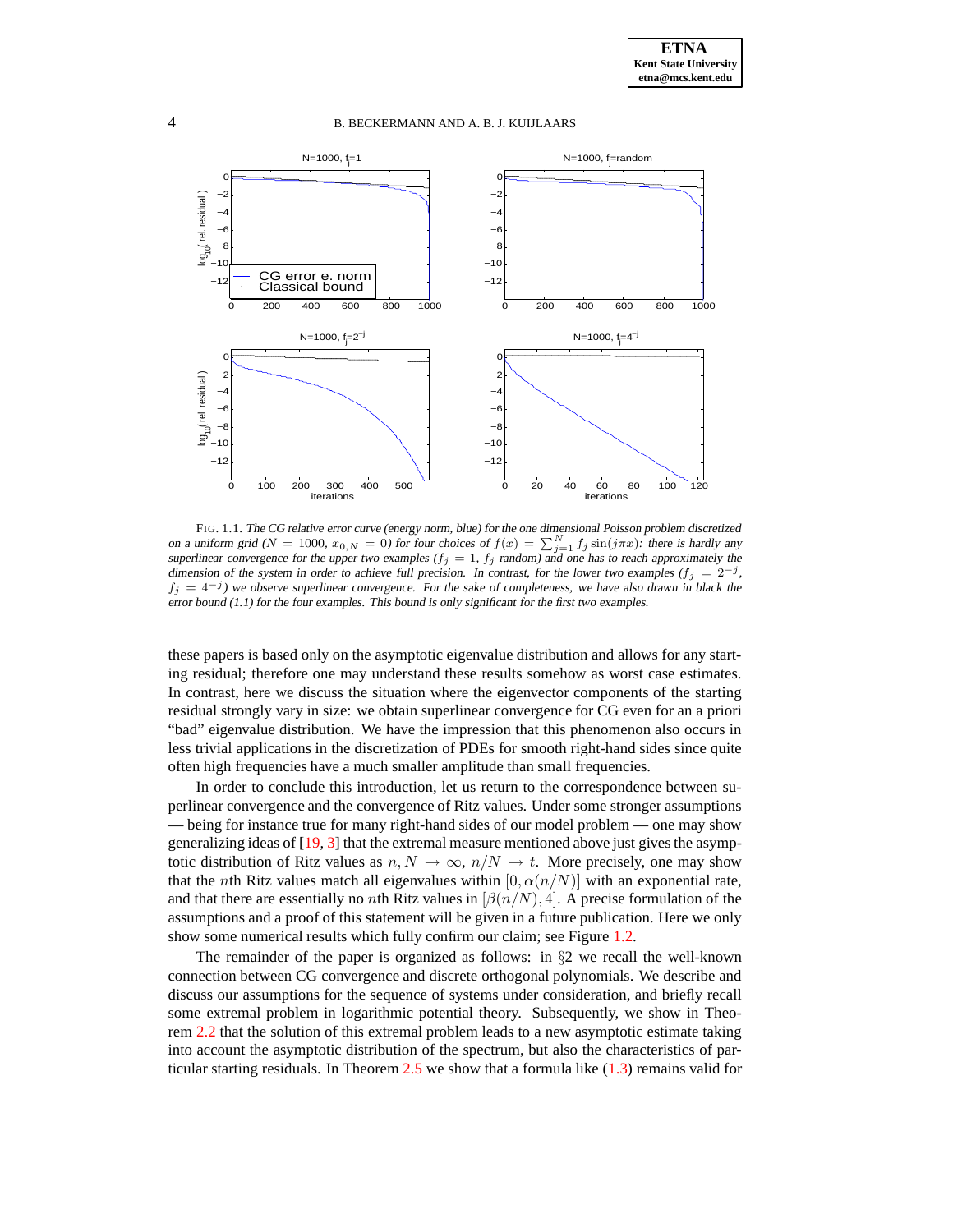FIG. 1.1. *The CG relative error curve (energy norm, blue) for the one dimensional Poisson problem discretized on a uniform grid ($N = 1000$, $x_{0,N} = 0$) for four choices of $f(x) = \sum_{j=1}^{N} f_j \sin(j\pi x)$: there is hardly any superlinear convergence for the upper two examples ($f_j = 1$, $f_j$ random) and one has to reach approximately the dimension of the system in order to achieve full precision. In contrast, for the lower two examples ($f_j = 2^{-j}$, $f_j = 4^{-j}$) we observe superlinear convergence. For the sake of completeness, we have also drawn in black the error bound (1.1) for the four examples. This bound is only significant for the first two examples.*

these papers is based only on the asymptotic eigenvalue distribution and allows for any starting residual; therefore one may understand these results somehow as worst case estimates. In contrast, here we discuss the situation where the eigenvector components of the starting residual strongly vary in size: we obtain superlinear convergence for CG even for an a priori "bad" eigenvalue distribution. We have the impression that this phenomenon also occurs in less trivial applications in the discretization of PDEs for smooth right-hand sides since quite often high frequencies have a much smaller amplitude than small frequencies.

In order to conclude this introduction, let us return to the correspondence between superlinear convergence and the convergence of Ritz values. Under some stronger assumptions — being for instance true for many right-hand sides of our model problem — one may show generalizing ideas of [19, 3] that the extremal measure mentioned above just gives the asymptotic distribution of Ritz values as $n, N \to \infty$, $n/N \to t$. More precisely, one may show that the $n$th Ritz values match all eigenvalues within $[0, \alpha(n/N)]$ with an exponential rate, and that there are essentially no $n$th Ritz values in $[\beta(n/N), 4]$. A precise formulation of the assumptions and a proof of this statement will be given in a future publication. Here we only show some numerical results which fully confirm our claim; see Figure 1.2.

The remainder of the paper is organized as follows: in §2 we recall the well-known connection between CG convergence and discrete orthogonal polynomials. We describe and discuss our assumptions for the sequence of systems under consideration, and briefly recall some extremal problem in logarithmic potential theory. Subsequently, we show in Theorem 2.2 that the solution of this extremal problem leads to a new asymptotic estimate taking into account the asymptotic distribution of the spectrum, but also the characteristics of particular starting residuals. In Theorem 2.5 we show that a formula like (1.3) remains valid for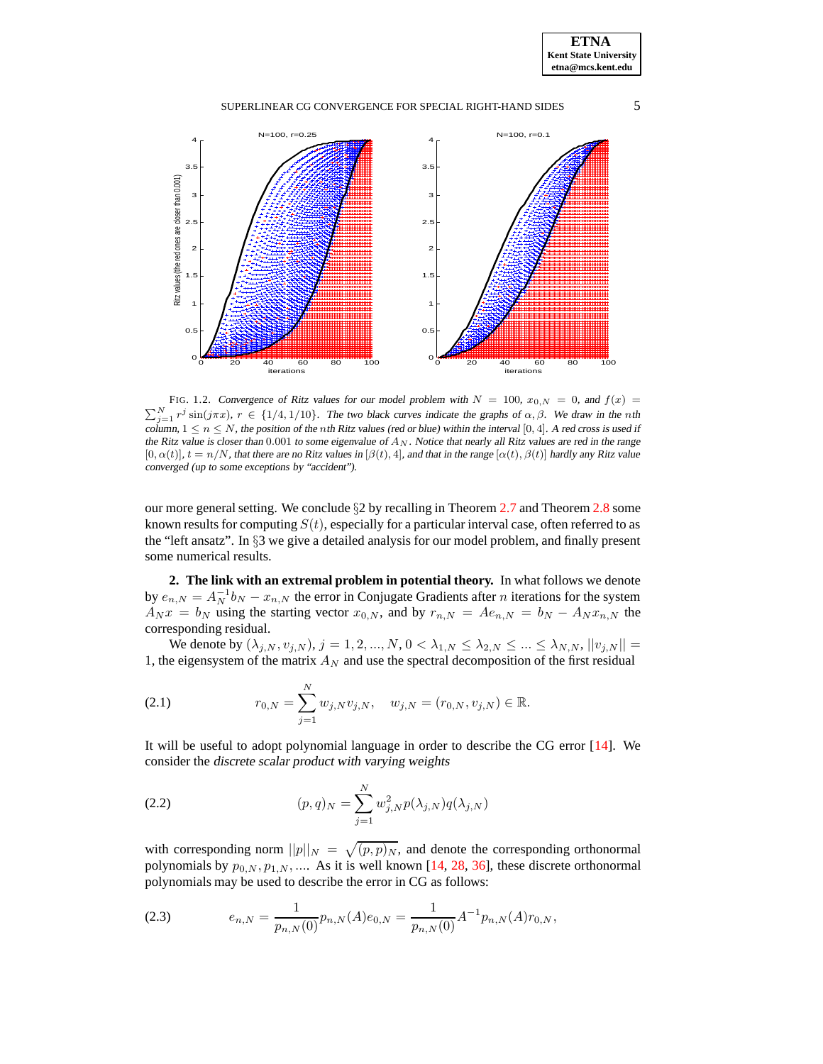FIG. 1.2. *Convergence of Ritz values for our model problem with $N = 100$, $x_{0,N} = 0$, and $f(x) = \sum_{j=1}^{N} r^j \sin(j\pi x)$, $r \in \{1/4, 1/10\}$. The two black curves indicate the graphs of $\alpha, \beta$. We draw in the $n$th column, $1 \le n \le N$, the position of the $n$th Ritz values (red or blue) within the interval $[0, 4]$. A red cross is used if the Ritz value is closer than $0.001$ to some eigenvalue of $A_N$. Notice that nearly all Ritz values are red in the range $[0, \alpha(t)]$, $t = n/N$, that there are no Ritz values in $[\beta(t), 4]$, and that in the range $[\alpha(t), \beta(t)]$ hardly any Ritz value converged (up to some exceptions by "accident").*

our more general setting. We conclude §2 by recalling in Theorem 2.7 and Theorem 2.8 some known results for computing $S(t)$, especially for a particular interval case, often referred to as the "left ansatz". In §3 we give a detailed analysis for our model problem, and finally present some numerical results.

## 2. The link with an extremal problem in potential theory.

In what follows we denote by $e_{n,N} = A_N^{-1} b_N - x_{n,N}$ the error in Conjugate Gradients after $n$ iterations for the system $A_N x = b_N$ using the starting vector $x_{0,N}$, and by $r_{n,N} = A e_{n,N} = b_N - A_N x_{n,N}$ the corresponding residual.

We denote by $(\lambda_{j,N}, v_{j,N})$, $j = 1, 2, ..., N$, $0 < \lambda_{1,N} \le \lambda_{2,N} \le ... \le \lambda_{N,N}$, $||v_{j,N}|| = 1$, the eigensystem of the matrix $A_N$ and use the spectral decomposition of the first residual

$$r_{0,N} = \sum_{j=1}^{N} w_{j,N} v_{j,N}, \quad w_{j,N} = (r_{0,N}, v_{j,N}) \in \mathbb{R}. \tag{2.1}$$

It will be useful to adopt polynomial language in order to describe the CG error [14]. We consider the *discrete scalar product with varying weights*

$$(p, q)_N = \sum_{j=1}^{N} w_{j,N}^2 p(\lambda_{j,N}) q(\lambda_{j,N}) \tag{2.2}$$

with corresponding norm $||p||_N = \sqrt{(p,p)_N}$, and denote the corresponding orthonormal polynomials by $p_{0,N}, p_{1,N}, ....$ As it is well known [14, 28, 36], these discrete orthonormal polynomials may be used to describe the error in CG as follows:

$$e_{n,N} = \frac{1}{p_{n,N}(0)} p_{n,N}(A) e_{0,N} = \frac{1}{p_{n,N}(0)} A^{-1} p_{n,N}(A) r_{0,N}, \tag{2.3}$$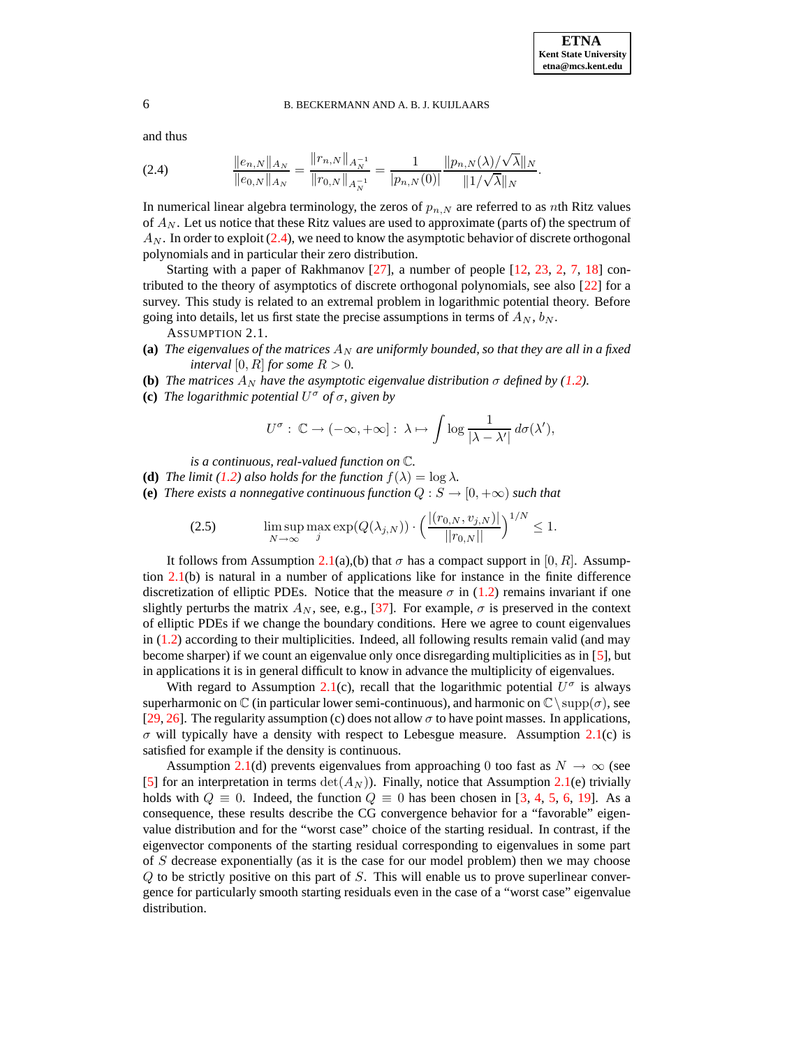and thus

$$\frac{\|e_{n,N}\|_{A_N}}{\|e_{0,N}\|_{A_N}} = \frac{\|r_{n,N}\|_{A_N^{-1}}}{\|r_{0,N}\|_{A_N^{-1}}} = \frac{1}{|p_{n,N}(0)|} \frac{\|p_{n,N}(\lambda)/\sqrt{\lambda}\|_N}{\|1/\sqrt{\lambda}\|_N}. \tag{2.4}$$

In numerical linear algebra terminology, the zeros of $p_{n,N}$ are referred to as $n$th Ritz values of $A_N$. Let us notice that these Ritz values are used to approximate (parts of) the spectrum of $A_N$. In order to exploit (2.4), we need to know the asymptotic behavior of discrete orthogonal polynomials and in particular their zero distribution.

Starting with a paper of Rakhmanov [27], a number of people [12, 23, 2, 7, 18] contributed to the theory of asymptotics of discrete orthogonal polynomials, see also [22] for a survey. This study is related to an extremal problem in logarithmic potential theory. Before going into details, let us first state the precise assumptions in terms of $A_N$, $b_N$.

ASSUMPTION 2.1.

**(a)** *The eigenvalues of the matrices $A_N$ are uniformly bounded, so that they are all in a fixed interval $[0, R]$ for some $R > 0$.*

**(b)** *The matrices $A_N$ have the asymptotic eigenvalue distribution $\sigma$ defined by (1.2).*

**(c)** *The logarithmic potential $U^\sigma$ of $\sigma$, given by*

$$U^\sigma : \mathbb{C} \to (-\infty, +\infty] : \lambda \mapsto \int \log \frac{1}{|\lambda - \lambda'|} \, d\sigma(\lambda'),$$

*is a continuous, real-valued function on $\mathbb{C}$.*

**(d)** *The limit (1.2) also holds for the function $f(\lambda) = \log \lambda$.*

**(e)** *There exists a nonnegative continuous function $Q : S \to [0, +\infty)$ such that*

$$\limsup_{N\to\infty} \max_j \exp(Q(\lambda_{j,N})) \cdot \Big( \frac{|(r_{0,N}, v_{j,N})|}{||r_{0,N}||} \Big)^{1/N} \leq 1. \tag{2.5}$$

It follows from Assumption 2.1(a),(b) that $\sigma$ has a compact support in $[0, R]$. Assumption 2.1(b) is natural in a number of applications like for instance in the finite difference discretization of elliptic PDEs. Notice that the measure $\sigma$ in (1.2) remains invariant if one slightly perturbs the matrix $A_N$, see, e.g., [37]. For example, $\sigma$ is preserved in the context of elliptic PDEs if we change the boundary conditions. Here we agree to count eigenvalues in (1.2) according to their multiplicities. Indeed, all following results remain valid (and may become sharper) if we count an eigenvalue only once disregarding multiplicities as in [5], but in applications it is in general difficult to know in advance the multiplicity of eigenvalues.

With regard to Assumption 2.1(c), recall that the logarithmic potential $U^\sigma$ is always superharmonic on $\mathbb{C}$ (in particular lower semi-continuous), and harmonic on $\mathbb{C} \setminus \text{supp}(\sigma)$, see [29, 26]. The regularity assumption (c) does not allow $\sigma$ to have point masses. In applications, $\sigma$ will typically have a density with respect to Lebesgue measure. Assumption 2.1(c) is satisfied for example if the density is continuous.

Assumption 2.1(d) prevents eigenvalues from approaching $0$ too fast as $N \to \infty$ (see [5] for an interpretation in terms $\det(A_N)$). Finally, notice that Assumption 2.1(e) trivially holds with $Q \equiv 0$. Indeed, the function $Q \equiv 0$ has been chosen in [3, 4, 5, 6, 19]. As a consequence, these results describe the CG convergence behavior for a "favorable" eigenvalue distribution and for the "worst case" choice of the starting residual. In contrast, if the eigenvector components of the starting residual corresponding to eigenvalues in some part of $S$ decrease exponentially (as it is the case for our model problem) then we may choose $Q$ to be strictly positive on this part of $S$. This will enable us to prove superlinear convergence for particularly smooth starting residuals even in the case of a "worst case" eigenvalue distribution.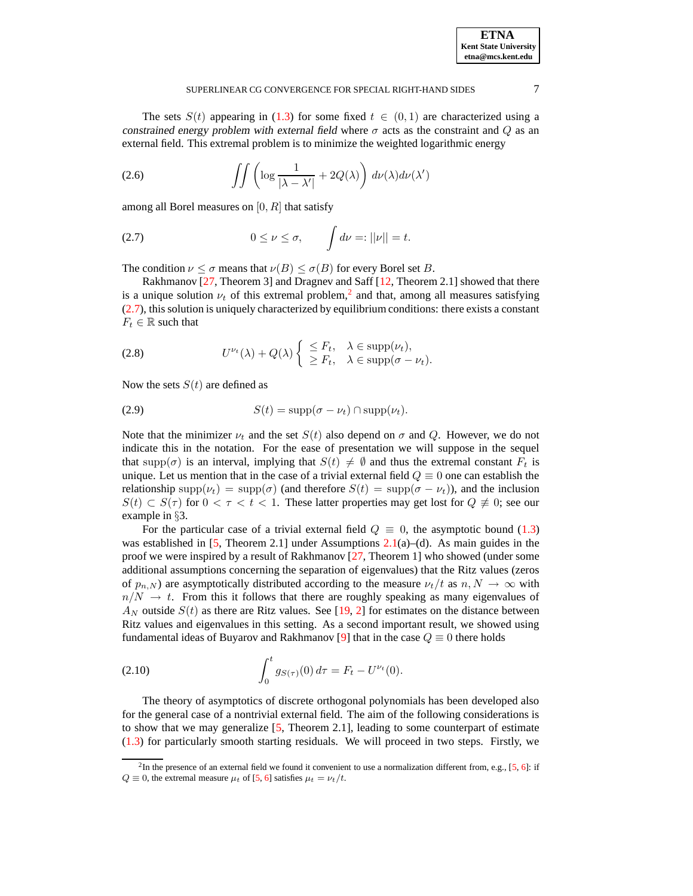The sets $S(t)$ appearing in (1.3) for some fixed $t \in (0,1)$ are characterized using a *constrained energy problem with external field* where $\sigma$ acts as the constraint and $Q$ as an external field. This extremal problem is to minimize the weighted logarithmic energy

$$\iint \left( \log \frac{1}{|\lambda - \lambda'|} + 2Q(\lambda) \right) d\nu(\lambda) d\nu(\lambda') \tag{2.6}$$

among all Borel measures on $[0, R]$ that satisfy

$$0 \le \nu \le \sigma, \qquad \int d\nu =: ||\nu|| = t. \tag{2.7}$$

The condition $\nu \le \sigma$ means that $\nu(B) \le \sigma(B)$ for every Borel set $B$.

Rakhmanov [27, Theorem 3] and Dragnev and Saff [12, Theorem 2.1] showed that there is a unique solution $\nu_t$ of this extremal problem,[2] and that, among all measures satisfying (2.7), this solution is uniquely characterized by equilibrium conditions: there exists a constant $F_t \in \mathbb{R}$ such that

$$U^{\nu_t}(\lambda) + Q(\lambda) \begin{cases} \le F_t, & \lambda \in \operatorname{supp}(\nu_t), \\ \ge F_t, & \lambda \in \operatorname{supp}(\sigma - \nu_t). \end{cases} \tag{2.8}$$

Now the sets $S(t)$ are defined as

$$S(t) = \operatorname{supp}(\sigma - \nu_t) \cap \operatorname{supp}(\nu_t). \tag{2.9}$$

Note that the minimizer $\nu_t$ and the set $S(t)$ also depend on $\sigma$ and $Q$. However, we do not indicate this in the notation. For the ease of presentation we will suppose in the sequel that $\operatorname{supp}(\sigma)$ is an interval, implying that $S(t) \neq \emptyset$ and thus the extremal constant $F_t$ is unique. Let us mention that in the case of a trivial external field $Q \equiv 0$ one can establish the relationship $\operatorname{supp}(\nu_t) = \operatorname{supp}(\sigma)$ (and therefore $S(t) = \operatorname{supp}(\sigma - \nu_t)$), and the inclusion $S(t) \subset S(\tau)$ for $0 < \tau < t < 1$. These latter properties may get lost for $Q \not\equiv 0$; see our example in §3.

For the particular case of a trivial external field $Q \equiv 0$, the asymptotic bound (1.3) was established in [5, Theorem 2.1] under Assumptions 2.1(a)–(d). As main guides in the proof we were inspired by a result of Rakhmanov [27, Theorem 1] who showed (under some additional assumptions concerning the separation of eigenvalues) that the Ritz values (zeros of $p_{n,N}$) are asymptotically distributed according to the measure $\nu_t/t$ as $n, N \to \infty$ with $n/N \to t$. From this it follows that there are roughly speaking as many eigenvalues of $A_N$ outside $S(t)$ as there are Ritz values. See [19, 2] for estimates on the distance between Ritz values and eigenvalues in this setting. As a second important result, we showed using fundamental ideas of Buyarov and Rakhmanov [9] that in the case $Q \equiv 0$ there holds

$$\int_0^t g_{S(\tau)}(0)\, d\tau = F_t - U^{\nu_t}(0). \tag{2.10}$$

The theory of asymptotics of discrete orthogonal polynomials has been developed also for the general case of a nontrivial external field. The aim of the following considerations is to show that we may generalize [5, Theorem 2.1], leading to some counterpart of estimate (1.3) for particularly smooth starting residuals. We will proceed in two steps. Firstly, we

[2] In the presence of an external field we found it convenient to use a normalization different from, e.g., [5, 6]: if $Q \equiv 0$, the extremal measure $\mu_t$ of [5, 6] satisfies $\mu_t = \nu_t/t$.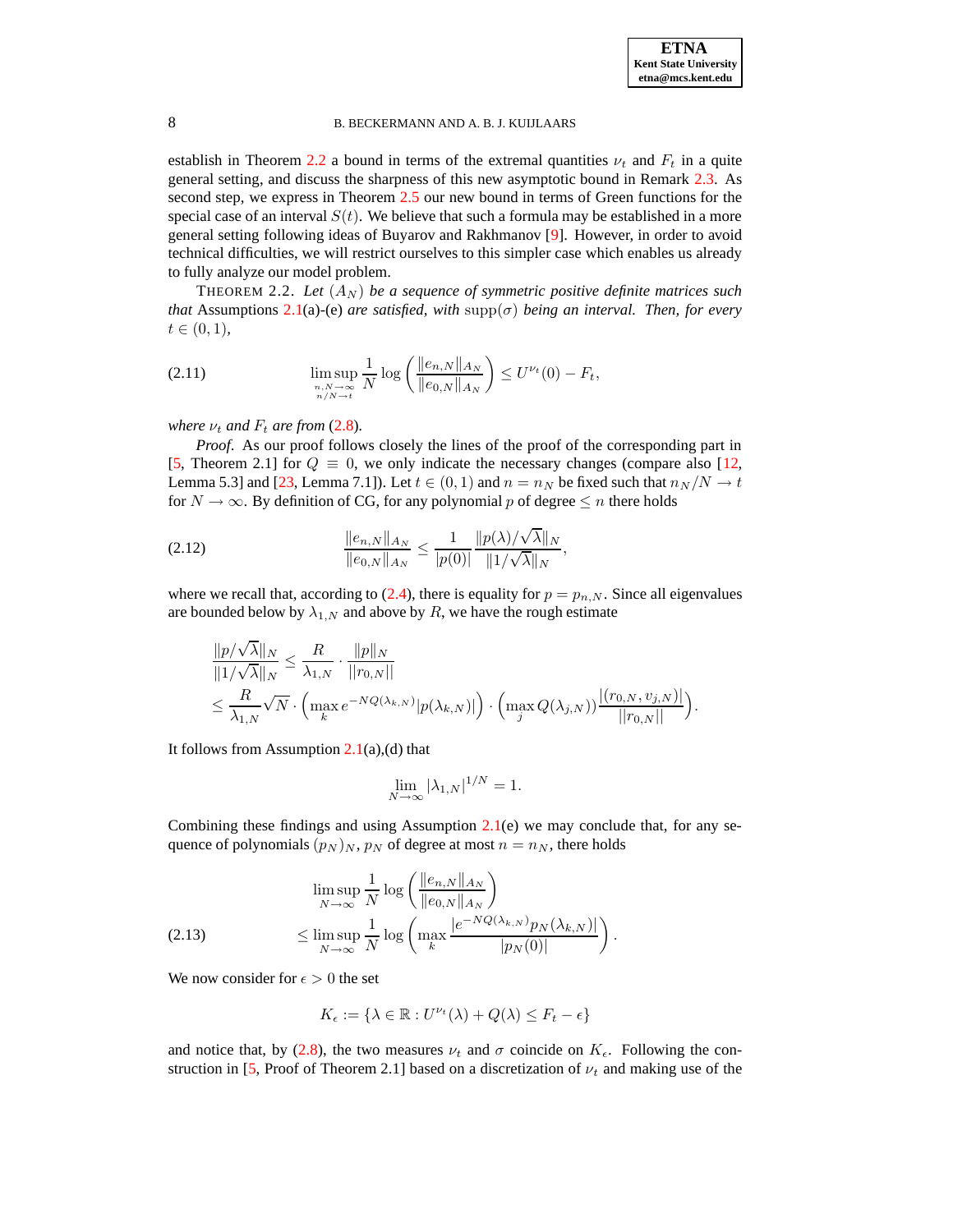establish in Theorem 2.2 a bound in terms of the extremal quantities $\nu_t$ and $F_t$ in a quite general setting, and discuss the sharpness of this new asymptotic bound in Remark 2.3. As second step, we express in Theorem 2.5 our new bound in terms of Green functions for the special case of an interval $S(t)$. We believe that such a formula may be established in a more general setting following ideas of Buyarov and Rakhmanov [9]. However, in order to avoid technical difficulties, we will restrict ourselves to this simpler case which enables us already to fully analyze our model problem.

THEOREM 2.2. *Let* $(A_N)$ *be a sequence of symmetric positive definite matrices such that* Assumptions 2.1(a)-(e) *are satisfied, with* $\mathrm{supp}(\sigma)$ *being an interval. Then, for every* $t \in (0,1)$,

$$\limsup_{\substack{n,N\to\infty \\ n/N\to t}} \frac{1}{N} \log\left(\frac{\|e_{n,N}\|_{A_N}}{\|e_{0,N}\|_{A_N}}\right) \le U^{\nu_t}(0) - F_t, \tag{2.11}$$

*where* $\nu_t$ *and* $F_t$ *are from* (2.8).

*Proof.* As our proof follows closely the lines of the proof of the corresponding part in [5, Theorem 2.1] for $Q \equiv 0$, we only indicate the necessary changes (compare also [12, Lemma 5.3] and [23, Lemma 7.1]). Let $t \in (0,1)$ and $n = n_N$ be fixed such that $n_N/N \to t$ for $N \to \infty$. By definition of CG, for any polynomial $p$ of degree $\le n$ there holds

$$\frac{\|e_{n,N}\|_{A_N}}{\|e_{0,N}\|_{A_N}} \le \frac{1}{|p(0)|} \frac{\|p(\lambda)/\sqrt{\lambda}\|_N}{\|1/\sqrt{\lambda}\|_N}, \tag{2.12}$$

where we recall that, according to (2.4), there is equality for $p = p_{n,N}$. Since all eigenvalues are bounded below by $\lambda_{1,N}$ and above by $R$, we have the rough estimate

$$\begin{aligned}
&\frac{\|p/\sqrt{\lambda}\|_N}{\|1/\sqrt{\lambda}\|_N} \le \frac{R}{\lambda_{1,N}} \cdot \frac{\|p\|_N}{||r_{0,N}||} \\
&\le \frac{R}{\lambda_{1,N}} \sqrt{N} \cdot \left(\max_k e^{-NQ(\lambda_{k,N})} |p(\lambda_{k,N})|\right) \cdot \left(\max_j Q(\lambda_{j,N})\right) \frac{|(r_{0,N}, v_{j,N})|}{||r_{0,N}||}.
\end{aligned}$$

It follows from Assumption 2.1(a),(d) that

$$\lim_{N\to\infty} |\lambda_{1,N}|^{1/N} = 1.$$

Combining these findings and using Assumption 2.1(e) we may conclude that, for any sequence of polynomials $(p_N)_N$, $p_N$ of degree at most $n = n_N$, there holds

$$\begin{aligned}
&\limsup_{N\to\infty} \frac{1}{N} \log\left(\frac{\|e_{n,N}\|_{A_N}}{\|e_{0,N}\|_{A_N}}\right) \\
&\le \limsup_{N\to\infty} \frac{1}{N} \log\left(\max_k \frac{|e^{-NQ(\lambda_{k,N})} p_N(\lambda_{k,N})|}{|p_N(0)|}\right).
\end{aligned} \tag{2.13}$$

We now consider for $\epsilon > 0$ the set

$$K_\epsilon := \{\lambda \in \mathbb{R} : U^{\nu_t}(\lambda) + Q(\lambda) \le F_t - \epsilon\}$$

and notice that, by (2.8), the two measures $\nu_t$ and $\sigma$ coincide on $K_\epsilon$. Following the construction in [5, Proof of Theorem 2.1] based on a discretization of $\nu_t$ and making use of the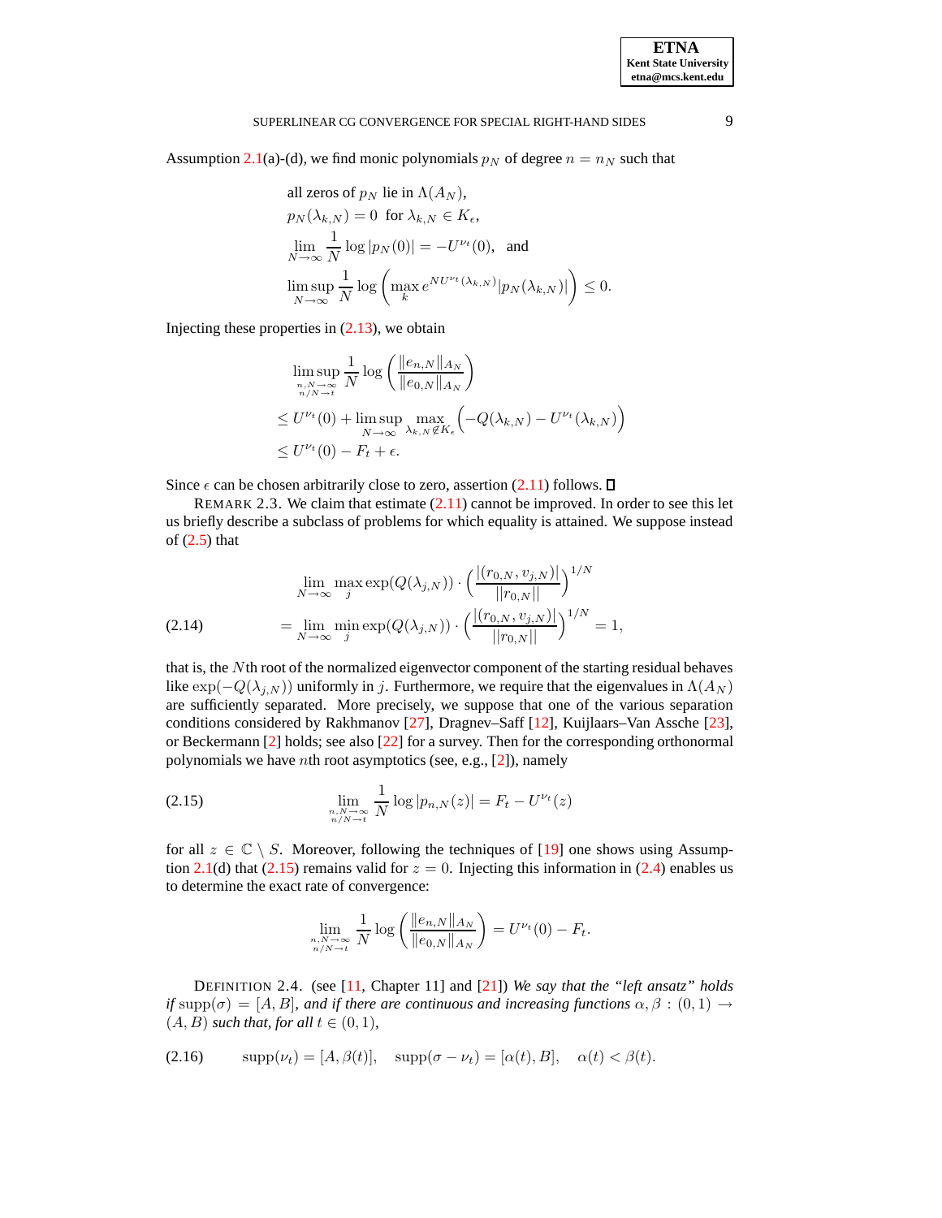Assumption 2.1(a)-(d), we find monic polynomials $p_N$ of degree $n = n_N$ such that

$$
\begin{aligned}
&\text{all zeros of } p_N \text{ lie in } \Lambda(A_N),\\
&p_N(\lambda_{k,N}) = 0 \ \text{ for } \lambda_{k,N} \in K_\epsilon,\\
&\lim_{N\to\infty} \frac{1}{N} \log |p_N(0)| = -U^{\nu_t}(0), \ \text{ and}\\
&\limsup_{N\to\infty} \frac{1}{N} \log \left( \max_k e^{NU^{\nu_t}(\lambda_{k,N})} |p_N(\lambda_{k,N})| \right) \leq 0.
\end{aligned}
$$

Injecting these properties in (2.13), we obtain

$$
\begin{aligned}
&\limsup_{\substack{n,N\to\infty\\ n/N\to t}} \frac{1}{N} \log \left( \frac{\|e_{n,N}\|_{A_N}}{\|e_{0,N}\|_{A_N}} \right)\\
&\leq U^{\nu_t}(0) + \limsup_{N\to\infty} \max_{\lambda_{k,N}\notin K_\epsilon} \left( -Q(\lambda_{k,N}) - U^{\nu_t}(\lambda_{k,N}) \right)\\
&\leq U^{\nu_t}(0) - F_t + \epsilon.
\end{aligned}
$$

Since $\epsilon$ can be chosen arbitrarily close to zero, assertion (2.11) follows. ☐

REMARK 2.3. We claim that estimate (2.11) cannot be improved. In order to see this let us briefly describe a subclass of problems for which equality is attained. We suppose instead of (2.5) that

$$
\begin{aligned}
&\lim_{N\to\infty} \max_j \exp(Q(\lambda_{j,N})) \cdot \left( \frac{|(r_{0,N}, v_{j,N})|}{||r_{0,N}||} \right)^{1/N}\\
&= \lim_{N\to\infty} \min_j \exp(Q(\lambda_{j,N})) \cdot \left( \frac{|(r_{0,N}, v_{j,N})|}{||r_{0,N}||} \right)^{1/N} = 1,
\end{aligned}
\tag{2.14}
$$

that is, the $N$th root of the normalized eigenvector component of the starting residual behaves like $\exp(-Q(\lambda_{j,N}))$ uniformly in $j$. Furthermore, we require that the eigenvalues in $\Lambda(A_N)$ are sufficiently separated. More precisely, we suppose that one of the various separation conditions considered by Rakhmanov [27], Dragnev–Saff [12], Kuijlaars–Van Assche [23], or Beckermann [2] holds; see also [22] for a survey. Then for the corresponding orthonormal polynomials we have $n$th root asymptotics (see, e.g., [2]), namely

$$
\lim_{\substack{n,N\to\infty\\ n/N\to t}} \frac{1}{N} \log |p_{n,N}(z)| = F_t - U^{\nu_t}(z) \tag{2.15}
$$

for all $z \in \mathbb{C} \setminus S$. Moreover, following the techniques of [19] one shows using Assumption 2.1(d) that (2.15) remains valid for $z = 0$. Injecting this information in (2.4) enables us to determine the exact rate of convergence:

$$
\lim_{\substack{n,N\to\infty\\ n/N\to t}} \frac{1}{N} \log \left( \frac{\|e_{n,N}\|_{A_N}}{\|e_{0,N}\|_{A_N}} \right) = U^{\nu_t}(0) - F_t.
$$

DEFINITION 2.4. (see [11, Chapter 11] and [21]) *We say that the "left ansatz" holds if* $\text{supp}(\sigma) = [A, B]$*, and if there are continuous and increasing functions* $\alpha, \beta : (0,1) \to (A, B)$ *such that, for all* $t \in (0,1)$*,*

$$
\text{supp}(\nu_t) = [A, \beta(t)], \quad \text{supp}(\sigma - \nu_t) = [\alpha(t), B], \quad \alpha(t) < \beta(t). \tag{2.16}
$$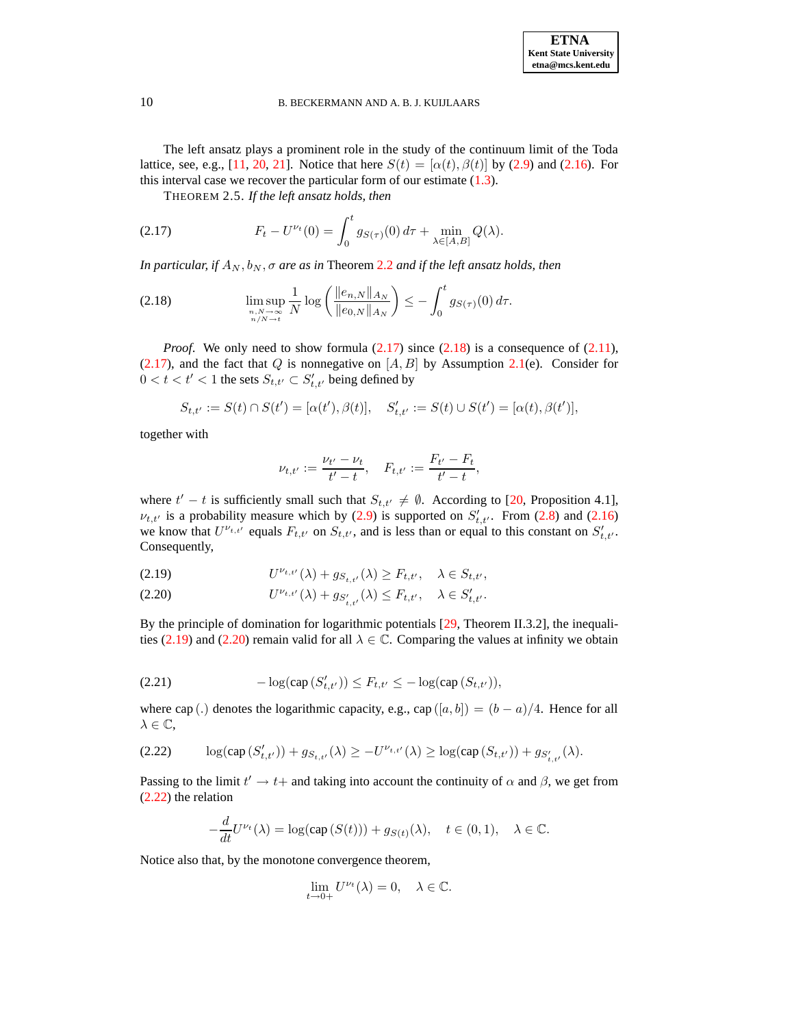The left ansatz plays a prominent role in the study of the continuum limit of the Toda lattice, see, e.g., [11, 20, 21]. Notice that here $S(t) = [\alpha(t), \beta(t)]$ by (2.9) and (2.16). For this interval case we recover the particular form of our estimate (1.3).

THEOREM 2.5. *If the left ansatz holds, then*

$$F_t - U^{\nu_t}(0) = \int_0^t g_{S(\tau)}(0)\, d\tau + \min_{\lambda \in [A,B]} Q(\lambda). \tag{2.17}$$

*In particular, if $A_N, b_N, \sigma$ are as in* Theorem 2.2 *and if the left ansatz holds, then*

$$\limsup_{\substack{n,N\to\infty \\ n/N \to t}} \frac{1}{N} \log\left( \frac{\|e_{n,N}\|_{A_N}}{\|e_{0,N}\|_{A_N}} \right) \leq -\int_0^t g_{S(\tau)}(0)\, d\tau. \tag{2.18}$$

*Proof.* We only need to show formula (2.17) since (2.18) is a consequence of (2.11), (2.17), and the fact that $Q$ is nonnegative on $[A, B]$ by Assumption 2.1(e). Consider for $0 < t < t' < 1$ the sets $S_{t,t'} \subset S'_{t,t'}$ being defined by

$$S_{t,t'} := S(t) \cap S(t') = [\alpha(t'), \beta(t)], \quad S'_{t,t'} := S(t) \cup S(t') = [\alpha(t), \beta(t')],$$

together with

$$\nu_{t,t'} := \frac{\nu_{t'} - \nu_t}{t' - t}, \quad F_{t,t'} := \frac{F_{t'} - F_t}{t' - t},$$

where $t' - t$ is sufficiently small such that $S_{t,t'} \neq \emptyset$. According to [20, Proposition 4.1], $\nu_{t,t'}$ is a probability measure which by (2.9) is supported on $S'_{t,t'}$. From (2.8) and (2.16) we know that $U^{\nu_{t,t'}}$ equals $F_{t,t'}$ on $S_{t,t'}$, and is less than or equal to this constant on $S'_{t,t'}$. Consequently,

$$U^{\nu_{t,t'}}(\lambda) + g_{S_{t,t'}}(\lambda) \geq F_{t,t'}, \quad \lambda \in S_{t,t'}, \tag{2.19}$$

$$U^{\nu_{t,t'}}(\lambda) + g_{S'_{t,t'}}(\lambda) \leq F_{t,t'}, \quad \lambda \in S'_{t,t'}. \tag{2.20}$$

By the principle of domination for logarithmic potentials [29, Theorem II.3.2], the inequalities (2.19) and (2.20) remain valid for all $\lambda \in \mathbb{C}$. Comparing the values at infinity we obtain

$$-\log(\mathrm{cap}\,(S'_{t,t'})) \leq F_{t,t'} \leq -\log(\mathrm{cap}\,(S_{t,t'})), \tag{2.21}$$

where $\mathrm{cap}\,(.)$ denotes the logarithmic capacity, e.g., $\mathrm{cap}\,([a,b]) = (b-a)/4$. Hence for all $\lambda \in \mathbb{C}$,

$$\log(\mathrm{cap}\,(S'_{t,t'})) + g_{S_{t,t'}}(\lambda) \geq -U^{\nu_{t,t'}}(\lambda) \geq \log(\mathrm{cap}\,(S_{t,t'})) + g_{S'_{t,t'}}(\lambda). \tag{2.22}$$

Passing to the limit $t' \to t+$ and taking into account the continuity of $\alpha$ and $\beta$, we get from (2.22) the relation

$$-\frac{d}{dt} U^{\nu_t}(\lambda) = \log(\mathrm{cap}\,(S(t))) + g_{S(t)}(\lambda), \quad t \in (0,1), \quad \lambda \in \mathbb{C}.$$

Notice also that, by the monotone convergence theorem,

$$\lim_{t \to 0+} U^{\nu_t}(\lambda) = 0, \quad \lambda \in \mathbb{C}.$$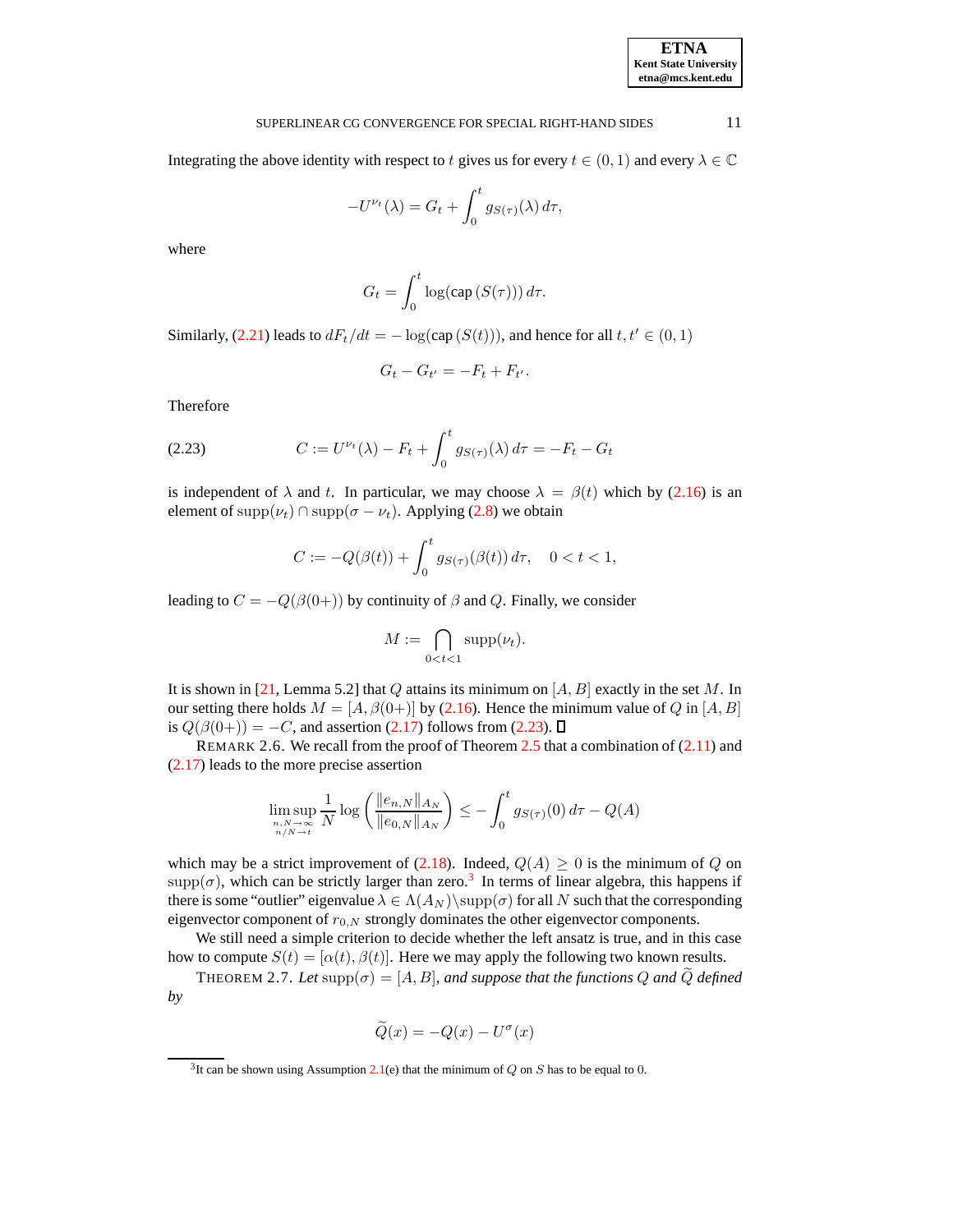Integrating the above identity with respect to $t$ gives us for every $t \in (0,1)$ and every $\lambda \in \mathbb{C}$

$$-U^{\nu_t}(\lambda) = G_t + \int_0^t g_{S(\tau)}(\lambda)\, d\tau,$$

where

$$G_t = \int_0^t \log(\mathrm{cap}\,(S(\tau)))\, d\tau.$$

Similarly, (2.21) leads to $dF_t/dt = -\log(\mathrm{cap}\,(S(t)))$, and hence for all $t, t' \in (0,1)$

$$G_t - G_{t'} = -F_t + F_{t'}.$$

Therefore

$$C := U^{\nu_t}(\lambda) - F_t + \int_0^t g_{S(\tau)}(\lambda)\, d\tau = -F_t - G_t \tag{2.23}$$

is independent of $\lambda$ and $t$. In particular, we may choose $\lambda = \beta(t)$ which by (2.16) is an element of $\mathrm{supp}(\nu_t) \cap \mathrm{supp}(\sigma - \nu_t)$. Applying (2.8) we obtain

$$C := -Q(\beta(t)) + \int_0^t g_{S(\tau)}(\beta(t))\, d\tau, \quad 0 < t < 1,$$

leading to $C = -Q(\beta(0+))$ by continuity of $\beta$ and $Q$. Finally, we consider

$$M := \bigcap_{0<t<1} \mathrm{supp}(\nu_t).$$

It is shown in [21, Lemma 5.2] that $Q$ attains its minimum on $[A, B]$ exactly in the set $M$. In our setting there holds $M = [A, \beta(0+)]$ by (2.16). Hence the minimum value of $Q$ in $[A, B]$ is $Q(\beta(0+)) = -C$, and assertion (2.17) follows from (2.23). ∎

REMARK 2.6. We recall from the proof of Theorem 2.5 that a combination of (2.11) and (2.17) leads to the more precise assertion

$$\limsup_{\substack{n,N\to\infty \\ n/N\to t}} \frac{1}{N} \log\left(\frac{\|e_{n,N}\|_{A_N}}{\|e_{0,N}\|_{A_N}}\right) \le -\int_0^t g_{S(\tau)}(0)\, d\tau - Q(A)$$

which may be a strict improvement of (2.18). Indeed, $Q(A) \ge 0$ is the minimum of $Q$ on $\mathrm{supp}(\sigma)$, which can be strictly larger than zero.[3] In terms of linear algebra, this happens if there is some "outlier" eigenvalue $\lambda \in \Lambda(A_N)\backslash\mathrm{supp}(\sigma)$ for all $N$ such that the corresponding eigenvector component of $r_{0,N}$ strongly dominates the other eigenvector components.

We still need a simple criterion to decide whether the left ansatz is true, and in this case how to compute $S(t) = [\alpha(t), \beta(t)]$. Here we may apply the following two known results.

THEOREM 2.7. *Let $\mathrm{supp}(\sigma) = [A, B]$, and suppose that the functions $Q$ and $\widetilde{Q}$ defined by*

$$\widetilde{Q}(x) = -Q(x) - U^{\sigma}(x)$$

[3] It can be shown using Assumption 2.1(e) that the minimum of $Q$ on $S$ has to be equal to 0.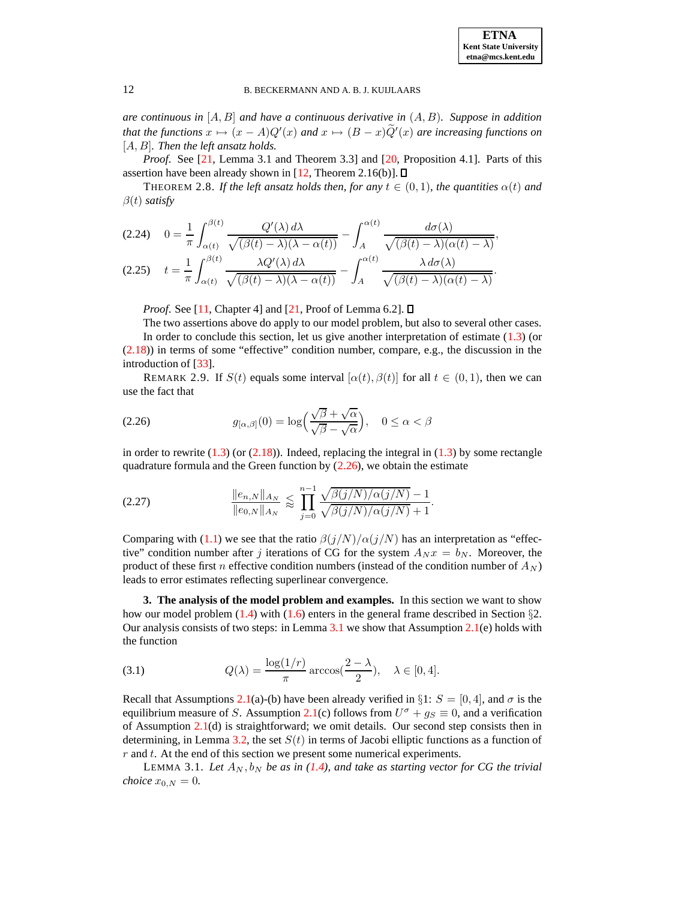*are continuous in* $[A, B]$ *and have a continuous derivative in* $(A, B)$*. Suppose in addition that the functions* $x \mapsto (x - A)Q'(x)$ *and* $x \mapsto (B - x)\widetilde{Q}'(x)$ *are increasing functions on* $[A, B]$*. Then the left ansatz holds.*

*Proof.* See [21, Lemma 3.1 and Theorem 3.3] and [20, Proposition 4.1]. Parts of this assertion have been already shown in [12, Theorem 2.16(b)]. □

THEOREM 2.8. *If the left ansatz holds then, for any* $t \in (0, 1)$*, the quantities* $\alpha(t)$ *and* $\beta(t)$ *satisfy*

$$(2.24) \quad 0 = \frac{1}{\pi} \int_{\alpha(t)}^{\beta(t)} \frac{Q'(\lambda)\, d\lambda}{\sqrt{(\beta(t) - \lambda)(\lambda - \alpha(t))}} - \int_{A}^{\alpha(t)} \frac{d\sigma(\lambda)}{\sqrt{(\beta(t) - \lambda)(\alpha(t) - \lambda)}},$$

$$(2.25) \quad t = \frac{1}{\pi} \int_{\alpha(t)}^{\beta(t)} \frac{\lambda Q'(\lambda)\, d\lambda}{\sqrt{(\beta(t) - \lambda)(\lambda - \alpha(t))}} - \int_{A}^{\alpha(t)} \frac{\lambda\, d\sigma(\lambda)}{\sqrt{(\beta(t) - \lambda)(\alpha(t) - \lambda)}}.$$

*Proof.* See [11, Chapter 4] and [21, Proof of Lemma 6.2]. □

The two assertions above do apply to our model problem, but also to several other cases.

In order to conclude this section, let us give another interpretation of estimate (1.3) (or (2.18)) in terms of some "effective" condition number, compare, e.g., the discussion in the introduction of [33].

REMARK 2.9. If $S(t)$ equals some interval $[\alpha(t), \beta(t)]$ for all $t \in (0, 1)$, then we can use the fact that

$$(2.26) \qquad g_{[\alpha,\beta]}(0) = \log\Big(\frac{\sqrt{\beta} + \sqrt{\alpha}}{\sqrt{\beta} - \sqrt{\alpha}}\Big), \quad 0 \le \alpha < \beta$$

in order to rewrite (1.3) (or (2.18)). Indeed, replacing the integral in (1.3) by some rectangle quadrature formula and the Green function by (2.26), we obtain the estimate

$$(2.27) \qquad \frac{\|e_{n,N}\|_{A_N}}{\|e_{0,N}\|_{A_N}} \lessapprox \prod_{j=0}^{n-1} \frac{\sqrt{\beta(j/N)/\alpha(j/N)} - 1}{\sqrt{\beta(j/N)/\alpha(j/N)} + 1}.$$

Comparing with (1.1) we see that the ratio $\beta(j/N)/\alpha(j/N)$ has an interpretation as "effective" condition number after $j$ iterations of CG for the system $A_N x = b_N$. Moreover, the product of these first $n$ effective condition numbers (instead of the condition number of $A_N$) leads to error estimates reflecting superlinear convergence.

**3. The analysis of the model problem and examples.** In this section we want to show how our model problem (1.4) with (1.6) enters in the general frame described in Section §2. Our analysis consists of two steps: in Lemma 3.1 we show that Assumption 2.1(e) holds with the function

$$(3.1) \qquad Q(\lambda) = \frac{\log(1/r)}{\pi} \arccos\big(\frac{2 - \lambda}{2}\big), \quad \lambda \in [0, 4].$$

Recall that Assumptions 2.1(a)-(b) have been already verified in §1: $S = [0, 4]$, and $\sigma$ is the equilibrium measure of $S$. Assumption 2.1(c) follows from $U^{\sigma} + g_S \equiv 0$, and a verification of Assumption 2.1(d) is straightforward; we omit details. Our second step consists then in determining, in Lemma 3.2, the set $S(t)$ in terms of Jacobi elliptic functions as a function of $r$ and $t$. At the end of this section we present some numerical experiments.

LEMMA 3.1. *Let* $A_N, b_N$ *be as in (1.4), and take as starting vector for CG the trivial choice* $x_{0,N} = 0$*.*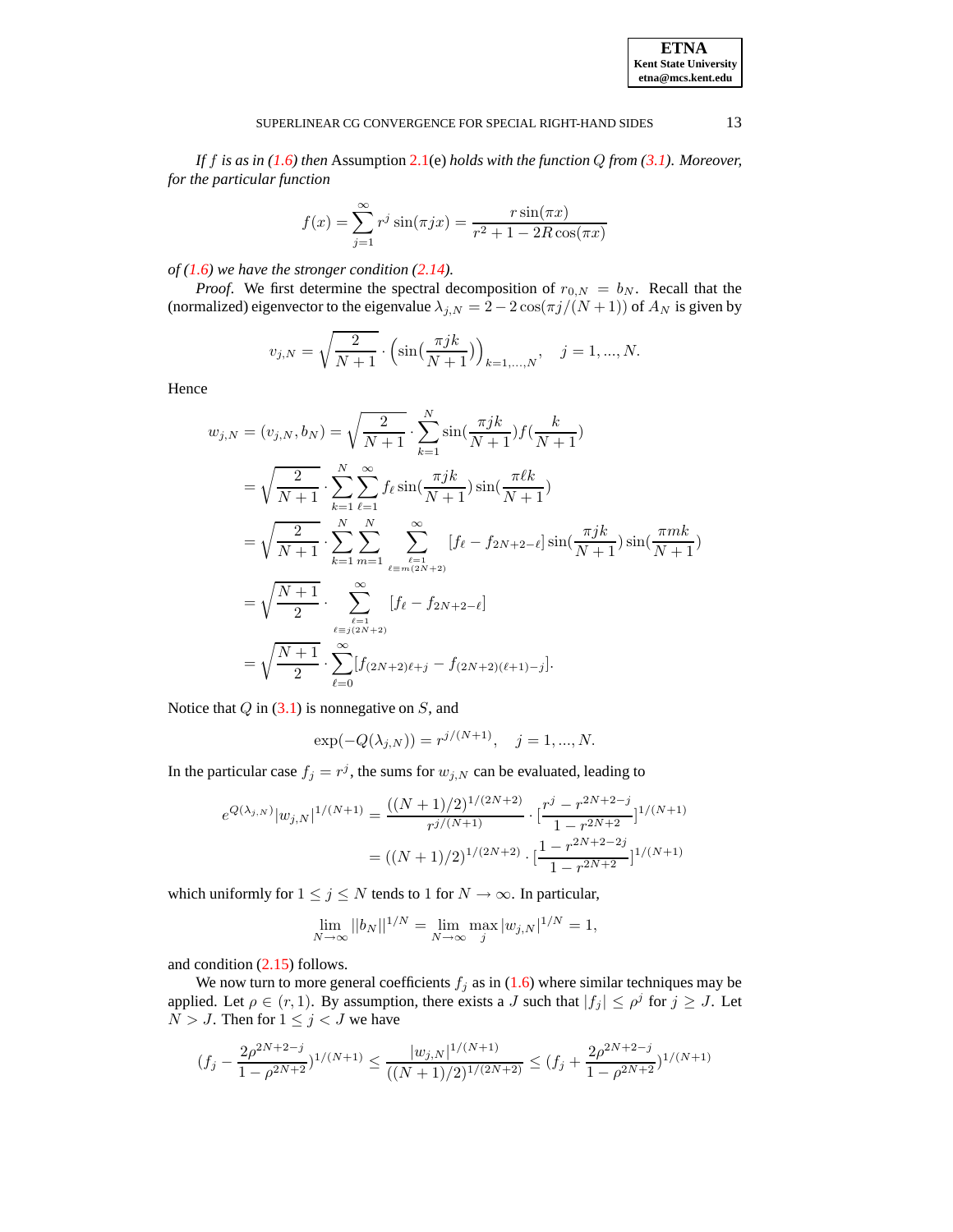*If $f$ is as in (1.6) then* Assumption 2.1(e) *holds with the function $Q$ from (3.1). Moreover, for the particular function*

$$f(x) = \sum_{j=1}^{\infty} r^j \sin(\pi j x) = \frac{r \sin(\pi x)}{r^2 + 1 - 2R\cos(\pi x)}$$

*of (1.6) we have the stronger condition (2.14).*

*Proof.* We first determine the spectral decomposition of $r_{0,N} = b_N$. Recall that the (normalized) eigenvector to the eigenvalue $\lambda_{j,N} = 2 - 2\cos(\pi j/(N+1))$ of $A_N$ is given by

$$v_{j,N} = \sqrt{\frac{2}{N+1}} \cdot \Big(\sin(\frac{\pi jk}{N+1})\Big)_{k=1,...,N}, \quad j = 1, ..., N.$$

Hence

$$\begin{aligned}
w_{j,N} = (v_{j,N}, b_N) &= \sqrt{\frac{2}{N+1}} \cdot \sum_{k=1}^{N} \sin(\frac{\pi jk}{N+1}) f(\frac{k}{N+1}) \\
&= \sqrt{\frac{2}{N+1}} \cdot \sum_{k=1}^{N} \sum_{\ell=1}^{\infty} f_\ell \sin(\frac{\pi jk}{N+1}) \sin(\frac{\pi \ell k}{N+1}) \\
&= \sqrt{\frac{2}{N+1}} \cdot \sum_{k=1}^{N} \sum_{m=1}^{N} \sum_{\substack{\ell=1 \\ \ell \equiv m (2N+2)}}^{\infty} [f_\ell - f_{2N+2-\ell}] \sin(\frac{\pi jk}{N+1}) \sin(\frac{\pi mk}{N+1}) \\
&= \sqrt{\frac{N+1}{2}} \cdot \sum_{\substack{\ell=1 \\ \ell \equiv j (2N+2)}}^{\infty} [f_\ell - f_{2N+2-\ell}] \\
&= \sqrt{\frac{N+1}{2}} \cdot \sum_{\ell=0}^{\infty} [f_{(2N+2)\ell + j} - f_{(2N+2)(\ell+1)-j}].
\end{aligned}$$

Notice that $Q$ in (3.1) is nonnegative on $S$, and

$$\exp(-Q(\lambda_{j,N})) = r^{j/(N+1)}, \quad j = 1, ..., N.$$

In the particular case $f_j = r^j$, the sums for $w_{j,N}$ can be evaluated, leading to

$$\begin{aligned}
e^{Q(\lambda_{j,N})} |w_{j,N}|^{1/(N+1)} &= \frac{((N+1)/2)^{1/(2N+2)}}{r^{j/(N+1)}} \cdot [\frac{r^j - r^{2N+2-j}}{1 - r^{2N+2}}]^{1/(N+1)} \\
&= ((N+1)/2)^{1/(2N+2)} \cdot [\frac{1 - r^{2N+2-2j}}{1 - r^{2N+2}}]^{1/(N+1)}
\end{aligned}$$

which uniformly for $1 \le j \le N$ tends to 1 for $N \to \infty$. In particular,

$$\lim_{N \to \infty} ||b_N||^{1/N} = \lim_{N \to \infty} \max_j |w_{j,N}|^{1/N} = 1,$$

and condition (2.15) follows.

We now turn to more general coefficients $f_j$ as in (1.6) where similar techniques may be applied. Let $\rho \in (r, 1)$. By assumption, there exists a $J$ such that $|f_j| \le \rho^j$ for $j \ge J$. Let $N > J$. Then for $1 \le j < J$ we have

$$(f_j - \frac{2\rho^{2N+2-j}}{1 - \rho^{2N+2}})^{1/(N+1)} \le \frac{|w_{j,N}|^{1/(N+1)}}{((N+1)/2)^{1/(2N+2)}} \le (f_j + \frac{2\rho^{2N+2-j}}{1 - \rho^{2N+2}})^{1/(N+1)}$$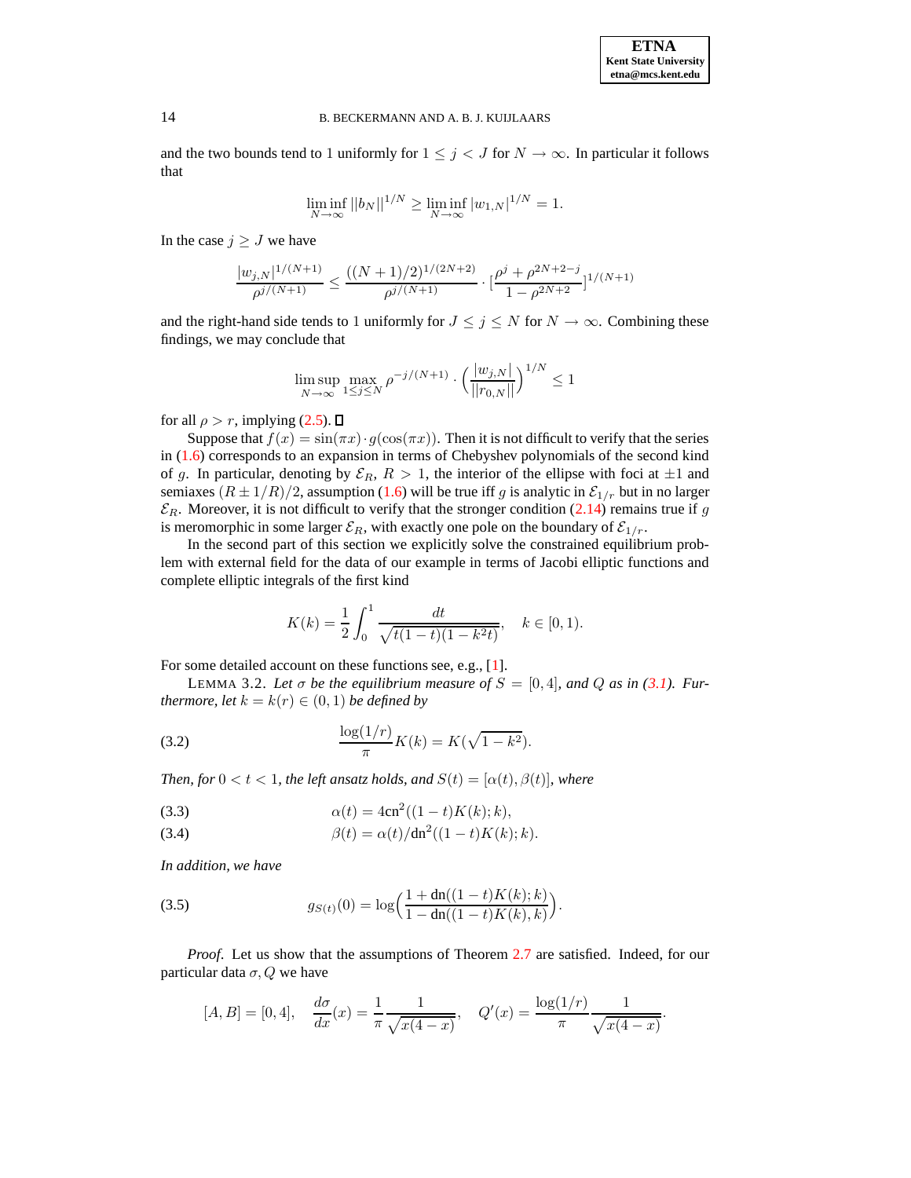and the two bounds tend to 1 uniformly for $1 \leq j < J$ for $N \to \infty$. In particular it follows that

$$\liminf_{N\to\infty} ||b_N||^{1/N} \geq \liminf_{N\to\infty} |w_{1,N}|^{1/N} = 1.$$

In the case $j \geq J$ we have

$$\frac{|w_{j,N}|^{1/(N+1)}}{\rho^{j/(N+1)}} \leq \frac{((N+1)/2)^{1/(2N+2)}}{\rho^{j/(N+1)}} \cdot [\frac{\rho^j + \rho^{2N+2-j}}{1-\rho^{2N+2}}]^{1/(N+1)}$$

and the right-hand side tends to 1 uniformly for $J \leq j \leq N$ for $N \to \infty$. Combining these findings, we may conclude that

$$\limsup_{N\to\infty} \max_{1\leq j\leq N} \rho^{-j/(N+1)} \cdot \Big(\frac{|w_{j,N}|}{||r_{0,N}||}\Big)^{1/N} \leq 1$$

for all $\rho > r$, implying (2.5). ∎

Suppose that $f(x) = \sin(\pi x) \cdot g(\cos(\pi x))$. Then it is not difficult to verify that the series in (1.6) corresponds to an expansion in terms of Chebyshev polynomials of the second kind of $g$. In particular, denoting by $\mathcal{E}_R$, $R > 1$, the interior of the ellipse with foci at $\pm 1$ and semiaxes $(R \pm 1/R)/2$, assumption (1.6) will be true iff $g$ is analytic in $\mathcal{E}_{1/r}$ but in no larger $\mathcal{E}_R$. Moreover, it is not difficult to verify that the stronger condition (2.14) remains true if $g$ is meromorphic in some larger $\mathcal{E}_R$, with exactly one pole on the boundary of $\mathcal{E}_{1/r}$.

In the second part of this section we explicitly solve the constrained equilibrium problem with external field for the data of our example in terms of Jacobi elliptic functions and complete elliptic integrals of the first kind

$$K(k) = \frac{1}{2}\int_0^1 \frac{dt}{\sqrt{t(1-t)(1-k^2t)}}, \quad k \in [0,1).$$

For some detailed account on these functions see, e.g., [1].

LEMMA 3.2. *Let $\sigma$ be the equilibrium measure of $S = [0,4]$, and $Q$ as in (3.1). Furthermore, let $k = k(r) \in (0,1)$ be defined by*

$$\frac{\log(1/r)}{\pi} K(k) = K(\sqrt{1-k^2}). \tag{3.2}$$

*Then, for $0 < t < 1$, the left ansatz holds, and $S(t) = [\alpha(t), \beta(t)]$, where*

$$\alpha(t) = 4\mathrm{cn}^2((1-t)K(k);k), \tag{3.3}$$

$$\beta(t) = \alpha(t)/\mathrm{dn}^2((1-t)K(k);k). \tag{3.4}$$

*In addition, we have*

$$g_{S(t)}(0) = \log\Big(\frac{1+\mathrm{dn}((1-t)K(k);k)}{1-\mathrm{dn}((1-t)K(k),k)}\Big). \tag{3.5}$$

*Proof*. Let us show that the assumptions of Theorem 2.7 are satisfied. Indeed, for our particular data $\sigma, Q$ we have

$$[A,B] = [0,4], \quad \frac{d\sigma}{dx}(x) = \frac{1}{\pi}\frac{1}{\sqrt{x(4-x)}}, \quad Q'(x) = \frac{\log(1/r)}{\pi}\frac{1}{\sqrt{x(4-x)}}.$$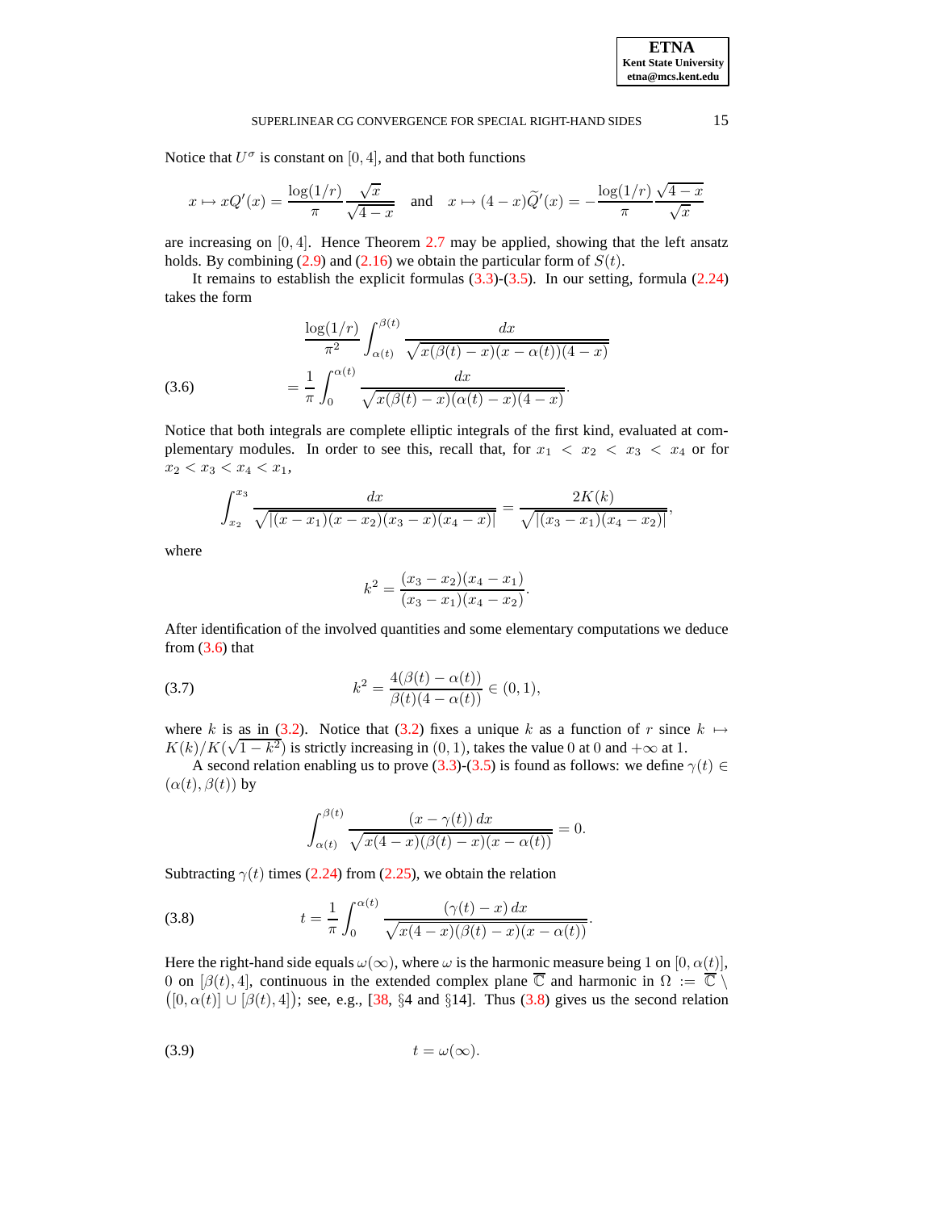Notice that $U^\sigma$ is constant on $[0, 4]$, and that both functions

$$x \mapsto xQ'(x) = \frac{\log(1/r)}{\pi} \frac{\sqrt{x}}{\sqrt{4-x}} \quad \text{and} \quad x \mapsto (4-x)\widetilde{Q}'(x) = -\frac{\log(1/r)}{\pi} \frac{\sqrt{4-x}}{\sqrt{x}}$$

are increasing on $[0, 4]$. Hence Theorem 2.7 may be applied, showing that the left ansatz holds. By combining (2.9) and (2.16) we obtain the particular form of $S(t)$.

It remains to establish the explicit formulas (3.3)-(3.5). In our setting, formula (2.24) takes the form

$$\begin{aligned} &\frac{\log(1/r)}{\pi^2} \int_{\alpha(t)}^{\beta(t)} \frac{dx}{\sqrt{x(\beta(t)-x)(x-\alpha(t))(4-x)}} \\ &= \frac{1}{\pi} \int_0^{\alpha(t)} \frac{dx}{\sqrt{x(\beta(t)-x)(\alpha(t)-x)(4-x)}}. \end{aligned} \tag{3.6}$$

Notice that both integrals are complete elliptic integrals of the first kind, evaluated at complementary modules. In order to see this, recall that, for $x_1 < x_2 < x_3 < x_4$ or for $x_2 < x_3 < x_4 < x_1$,

$$\int_{x_2}^{x_3} \frac{dx}{\sqrt{|(x-x_1)(x-x_2)(x_3-x)(x_4-x)|}} = \frac{2K(k)}{\sqrt{|(x_3-x_1)(x_4-x_2)|}},$$

where

$$k^2 = \frac{(x_3-x_2)(x_4-x_1)}{(x_3-x_1)(x_4-x_2)}.$$

After identification of the involved quantities and some elementary computations we deduce from (3.6) that

$$k^2 = \frac{4(\beta(t)-\alpha(t))}{\beta(t)(4-\alpha(t))} \in (0,1), \tag{3.7}$$

where $k$ is as in (3.2). Notice that (3.2) fixes a unique $k$ as a function of $r$ since $k \mapsto K(k)/K(\sqrt{1-k^2})$ is strictly increasing in $(0, 1)$, takes the value $0$ at $0$ and $+\infty$ at $1$.

A second relation enabling us to prove (3.3)-(3.5) is found as follows: we define $\gamma(t) \in (\alpha(t), \beta(t))$ by

$$\int_{\alpha(t)}^{\beta(t)} \frac{(x-\gamma(t))\, dx}{\sqrt{x(4-x)(\beta(t)-x)(x-\alpha(t))}} = 0.$$

Subtracting $\gamma(t)$ times (2.24) from (2.25), we obtain the relation

$$t = \frac{1}{\pi} \int_0^{\alpha(t)} \frac{(\gamma(t)-x)\, dx}{\sqrt{x(4-x)(\beta(t)-x)(x-\alpha(t))}}. \tag{3.8}$$

Here the right-hand side equals $\omega(\infty)$, where $\omega$ is the harmonic measure being $1$ on $[0, \alpha(t)]$, $0$ on $[\beta(t), 4]$, continuous in the extended complex plane $\overline{\mathbb{C}}$ and harmonic in $\Omega := \overline{\mathbb{C}} \setminus \big([0, \alpha(t)] \cup [\beta(t), 4]\big)$; see, e.g., [38, §4 and §14]. Thus (3.8) gives us the second relation

$$t = \omega(\infty). \tag{3.9}$$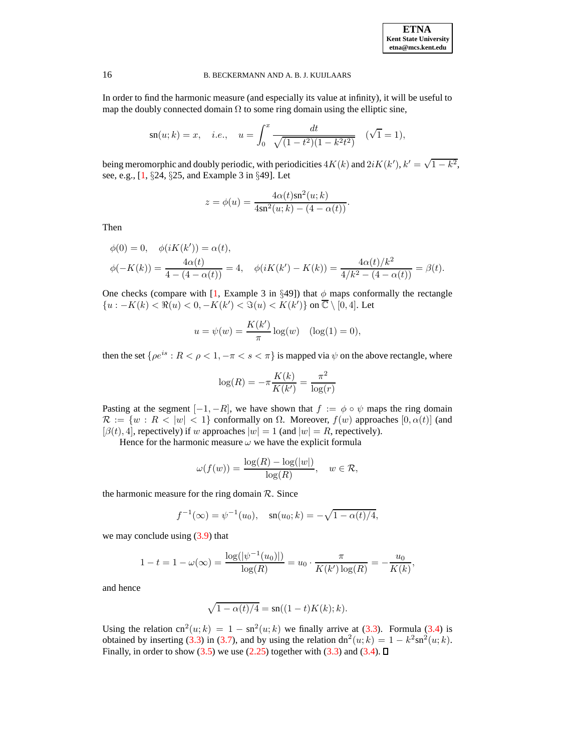In order to find the harmonic measure (and especially its value at infinity), it will be useful to map the doubly connected domain $\Omega$ to some ring domain using the elliptic sine,

$$\mathrm{sn}(u;k) = x, \quad i.e., \quad u = \int_0^x \frac{dt}{\sqrt{(1-t^2)(1-k^2t^2)}} \quad (\sqrt{1}=1),$$

being meromorphic and doubly periodic, with periodicities $4K(k)$ and $2iK(k')$, $k' = \sqrt{1-k^2}$, see, e.g., [1, §24, §25, and Example 3 in §49]. Let

$$z = \phi(u) = \frac{4\alpha(t)\mathrm{sn}^2(u;k)}{4\mathrm{sn}^2(u;k) - (4-\alpha(t))}.$$

Then

$$\begin{aligned}
&\phi(0) = 0, \quad \phi(iK(k')) = \alpha(t), \\
&\phi(-K(k)) = \frac{4\alpha(t)}{4-(4-\alpha(t))} = 4, \quad \phi(iK(k') - K(k)) = \frac{4\alpha(t)/k^2}{4/k^2 - (4-\alpha(t))} = \beta(t).
\end{aligned}$$

One checks (compare with [1, Example 3 in §49]) that $\phi$ maps conformally the rectangle $\{u : -K(k) < \Re(u) < 0, -K(k') < \Im(u) < K(k')\}$ on $\overline{\mathbb{C}} \setminus [0,4]$. Let

$$u = \psi(w) = \frac{K(k')}{\pi}\log(w) \quad (\log(1) = 0),$$

then the set $\{\rho e^{is} : R < \rho < 1, -\pi < s < \pi\}$ is mapped via $\psi$ on the above rectangle, where

$$\log(R) = -\pi\frac{K(k)}{K(k')} = \frac{\pi^2}{\log(r)}$$

Pasting at the segment $[-1,-R]$, we have shown that $f := \phi \circ \psi$ maps the ring domain $\mathcal{R} := \{w : R < |w| < 1\}$ conformally on $\Omega$. Moreover, $f(w)$ approaches $[0, \alpha(t)]$ (and $[\beta(t), 4]$, respectively) if $w$ approaches $|w| = 1$ (and $|w| = R$, respectively).

Hence for the harmonic measure $\omega$ we have the explicit formula

$$\omega(f(w)) = \frac{\log(R) - \log(|w|)}{\log(R)}, \quad w \in \mathcal{R},$$

the harmonic measure for the ring domain $\mathcal{R}$. Since

$$f^{-1}(\infty) = \psi^{-1}(u_0), \quad \mathrm{sn}(u_0;k) = -\sqrt{1-\alpha(t)/4},$$

we may conclude using (3.9) that

$$1 - t = 1 - \omega(\infty) = \frac{\log(|\psi^{-1}(u_0)|)}{\log(R)} = u_0 \cdot \frac{\pi}{K(k')\log(R)} = -\frac{u_0}{K(k)},$$

and hence

$$\sqrt{1-\alpha(t)/4} = \mathrm{sn}((1-t)K(k);k).$$

Using the relation $\mathrm{cn}^2(u;k) = 1 - \mathrm{sn}^2(u;k)$ we finally arrive at (3.3). Formula (3.4) is obtained by inserting (3.3) in (3.7), and by using the relation $\mathrm{dn}^2(u;k) = 1 - k^2\mathrm{sn}^2(u;k)$. Finally, in order to show (3.5) we use (2.25) together with (3.3) and (3.4). ☐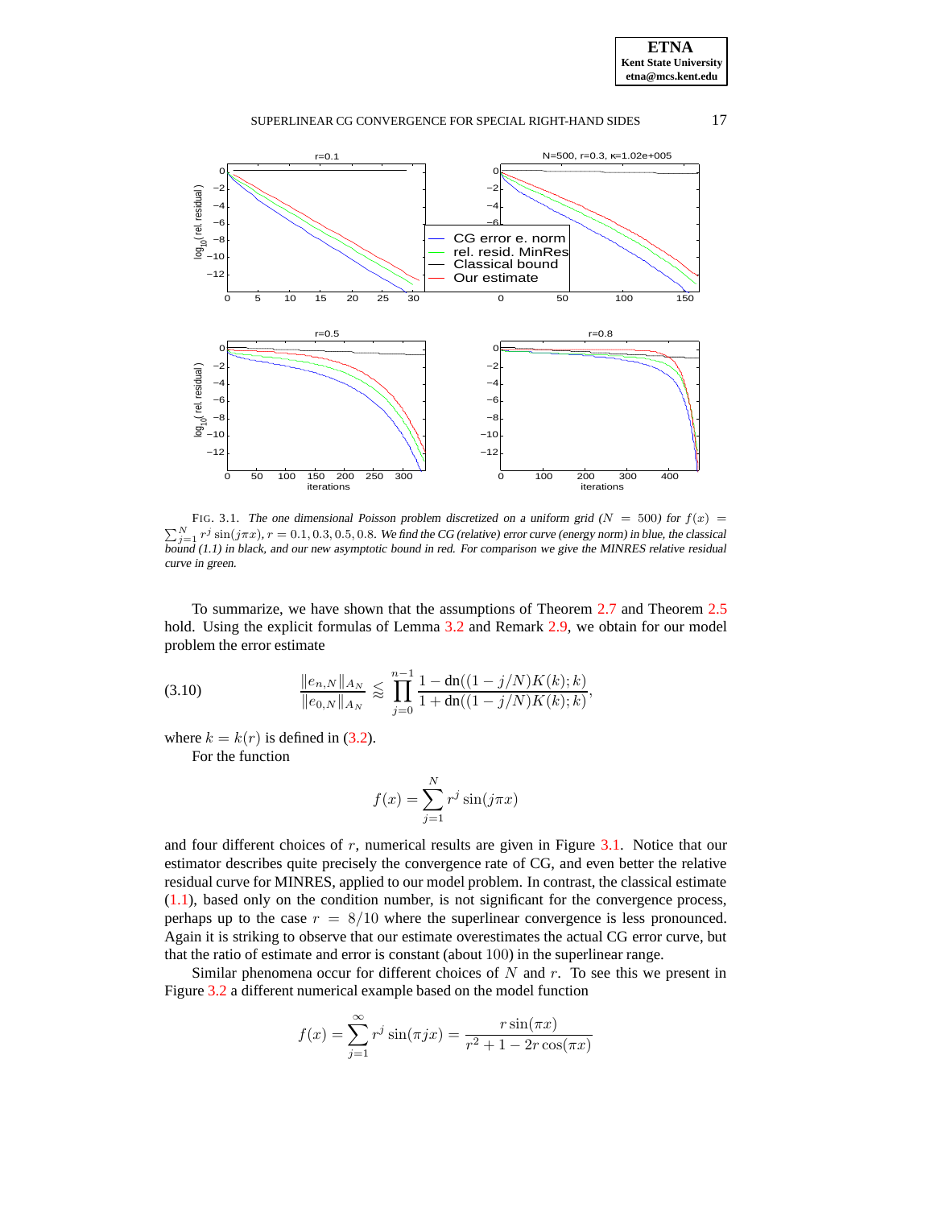FIG. 3.1. *The one dimensional Poisson problem discretized on a uniform grid ($N = 500$) for $f(x) = \sum_{j=1}^{N} r^j \sin(j\pi x)$, $r = 0.1, 0.3, 0.5, 0.8$. We find the CG (relative) error curve (energy norm) in blue, the classical bound (1.1) in black, and our new asymptotic bound in red. For comparison we give the MINRES relative residual curve in green.*

To summarize, we have shown that the assumptions of Theorem 2.7 and Theorem 2.5 hold. Using the explicit formulas of Lemma 3.2 and Remark 2.9, we obtain for our model problem the error estimate

$$\frac{\|e_{n,N}\|_{A_N}}{\|e_{0,N}\|_{A_N}} \lessapprox \prod_{j=0}^{n-1} \frac{1 - \mathrm{dn}((1 - j/N)K(k); k)}{1 + \mathrm{dn}((1 - j/N)K(k); k)}, \tag{3.10}$$

where $k = k(r)$ is defined in (3.2).

For the function

$$f(x) = \sum_{j=1}^{N} r^j \sin(j\pi x)$$

and four different choices of $r$, numerical results are given in Figure 3.1. Notice that our estimator describes quite precisely the convergence rate of CG, and even better the relative residual curve for MINRES, applied to our model problem. In contrast, the classical estimate (1.1), based only on the condition number, is not significant for the convergence process, perhaps up to the case $r = 8/10$ where the superlinear convergence is less pronounced. Again it is striking to observe that our estimate overestimates the actual CG error curve, but that the ratio of estimate and error is constant (about 100) in the superlinear range.

Similar phenomena occur for different choices of $N$ and $r$. To see this we present in Figure 3.2 a different numerical example based on the model function

$$f(x) = \sum_{j=1}^{\infty} r^j \sin(\pi j x) = \frac{r \sin(\pi x)}{r^2 + 1 - 2r\cos(\pi x)}$$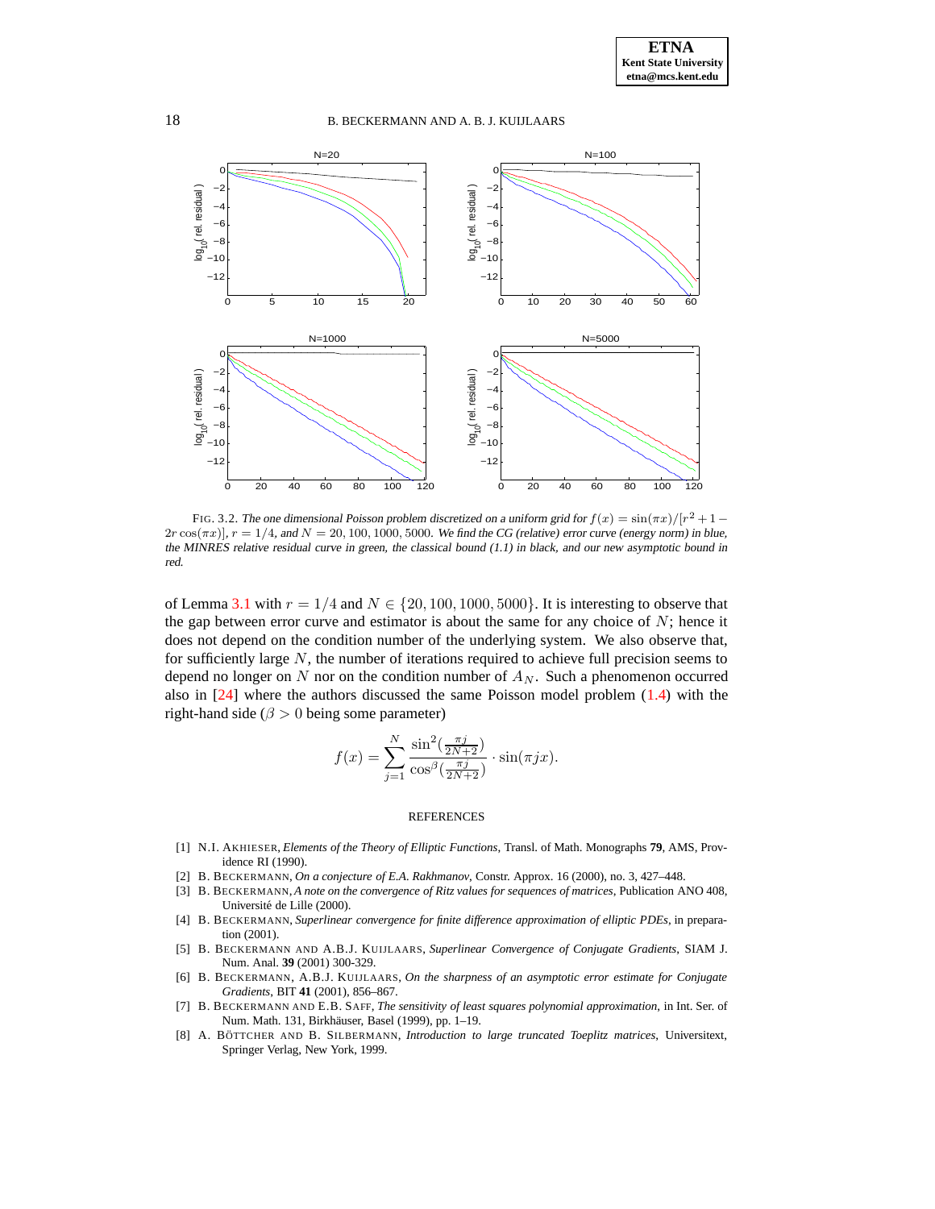FIG. 3.2. *The one dimensional Poisson problem discretized on a uniform grid for* $f(x) = \sin(\pi x)/[r^2 + 1 - 2r\cos(\pi x)]$*,* $r = 1/4$*, and* $N = 20, 100, 1000, 5000$*. We find the CG (relative) error curve (energy norm) in blue, the MINRES relative residual curve in green, the classical bound (1.1) in black, and our new asymptotic bound in red.*

of Lemma 3.1 with $r = 1/4$ and $N \in \{20, 100, 1000, 5000\}$. It is interesting to observe that the gap between error curve and estimator is about the same for any choice of $N$; hence it does not depend on the condition number of the underlying system. We also observe that, for sufficiently large $N$, the number of iterations required to achieve full precision seems to depend no longer on $N$ nor on the condition number of $A_N$. Such a phenomenon occurred also in [24] where the authors discussed the same Poisson model problem (1.4) with the right-hand side ($\beta > 0$ being some parameter)

$$f(x) = \sum_{j=1}^{N} \frac{\sin^2(\frac{\pi j}{2N+2})}{\cos^\beta(\frac{\pi j}{2N+2})} \cdot \sin(\pi j x).$$

## REFERENCES

[1] N.I. AKHIESER, *Elements of the Theory of Elliptic Functions*, Transl. of Math. Monographs **79**, AMS, Providence RI (1990).

[2] B. BECKERMANN, *On a conjecture of E.A. Rakhmanov*, Constr. Approx. 16 (2000), no. 3, 427–448.

[3] B. BECKERMANN, *A note on the convergence of Ritz values for sequences of matrices*, Publication ANO 408, Université de Lille (2000).

[4] B. BECKERMANN, *Superlinear convergence for finite difference approximation of elliptic PDEs*, in preparation (2001).

[5] B. BECKERMANN AND A.B.J. KUIJLAARS, *Superlinear Convergence of Conjugate Gradients*, SIAM J. Num. Anal. **39** (2001) 300-329.

[6] B. BECKERMANN, A.B.J. KUIJLAARS, *On the sharpness of an asymptotic error estimate for Conjugate Gradients*, BIT **41** (2001), 856–867.

[7] B. BECKERMANN AND E.B. SAFF, *The sensitivity of least squares polynomial approximation*, in Int. Ser. of Num. Math. 131, Birkhäuser, Basel (1999), pp. 1–19.

[8] A. BÖTTCHER AND B. SILBERMANN, *Introduction to large truncated Toeplitz matrices*, Universitext, Springer Verlag, New York, 1999.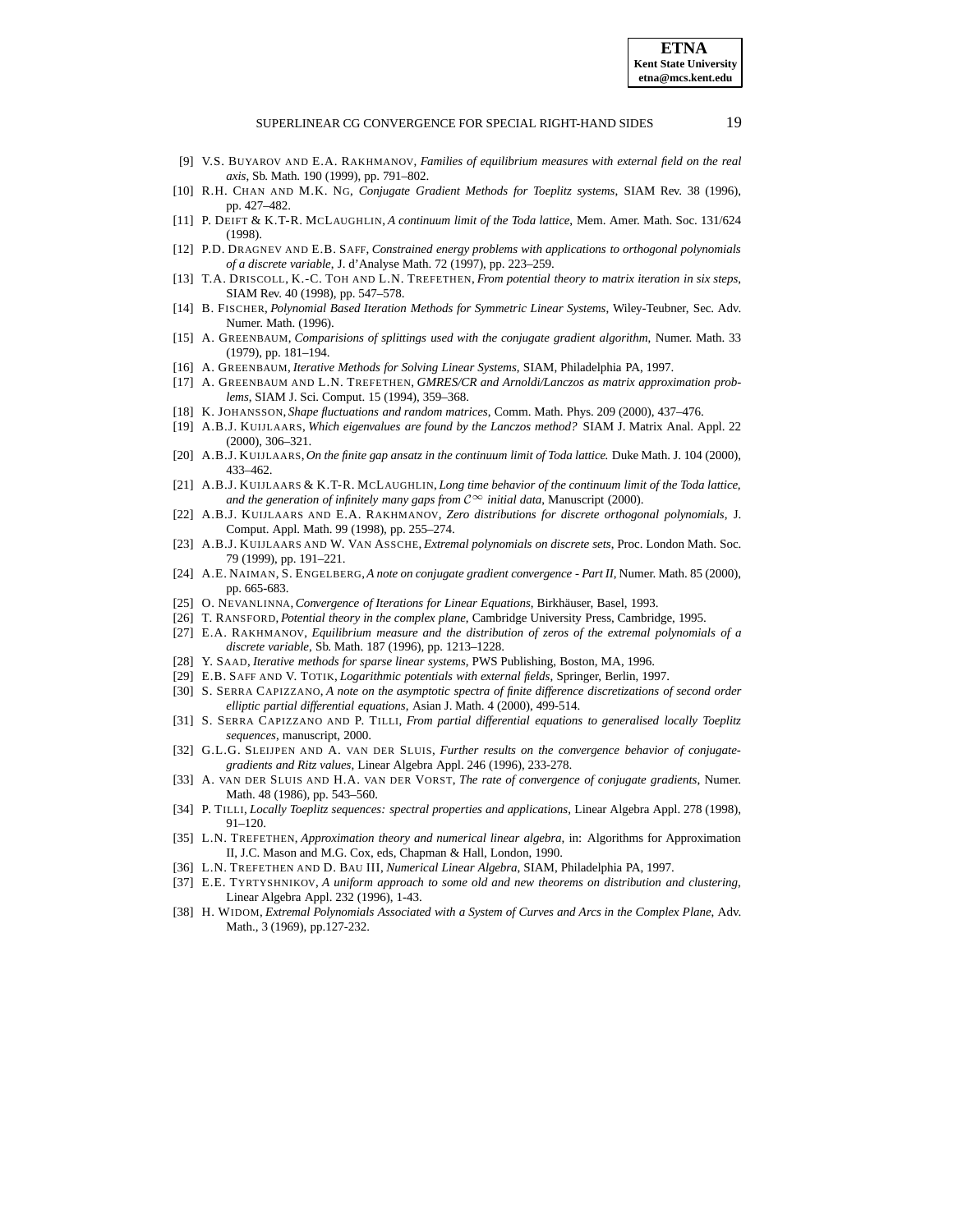[9] V.S. Buyarov and E.A. Rakhmanov, *Families of equilibrium measures with external field on the real axis*, Sb. Math. 190 (1999), pp. 791–802.

[10] R.H. Chan and M.K. Ng, *Conjugate Gradient Methods for Toeplitz systems*, SIAM Rev. 38 (1996), pp. 427–482.

[11] P. Deift & K.T-R. McLaughlin, *A continuum limit of the Toda lattice*, Mem. Amer. Math. Soc. 131/624 (1998).

[12] P.D. Dragnev and E.B. Saff, *Constrained energy problems with applications to orthogonal polynomials of a discrete variable*, J. d'Analyse Math. 72 (1997), pp. 223–259.

[13] T.A. Driscoll, K.-C. Toh and L.N. Trefethen, *From potential theory to matrix iteration in six steps*, SIAM Rev. 40 (1998), pp. 547–578.

[14] B. Fischer, *Polynomial Based Iteration Methods for Symmetric Linear Systems*, Wiley-Teubner, Sec. Adv. Numer. Math. (1996).

[15] A. Greenbaum, *Comparisions of splittings used with the conjugate gradient algorithm*, Numer. Math. 33 (1979), pp. 181–194.

[16] A. Greenbaum, *Iterative Methods for Solving Linear Systems*, SIAM, Philadelphia PA, 1997.

[17] A. Greenbaum and L.N. Trefethen, *GMRES/CR and Arnoldi/Lanczos as matrix approximation problems*, SIAM J. Sci. Comput. 15 (1994), 359–368.

[18] K. Johansson, *Shape fluctuations and random matrices*, Comm. Math. Phys. 209 (2000), 437–476.

[19] A.B.J. Kuijlaars, *Which eigenvalues are found by the Lanczos method?* SIAM J. Matrix Anal. Appl. 22 (2000), 306–321.

[20] A.B.J. Kuijlaars, *On the finite gap ansatz in the continuum limit of Toda lattice.* Duke Math. J. 104 (2000), 433–462.

[21] A.B.J. Kuijlaars & K.T-R. McLaughlin, *Long time behavior of the continuum limit of the Toda lattice, and the generation of infinitely many gaps from $\mathcal{C}^\infty$ initial data*, Manuscript (2000).

[22] A.B.J. Kuijlaars and E.A. Rakhmanov, *Zero distributions for discrete orthogonal polynomials*, J. Comput. Appl. Math. 99 (1998), pp. 255–274.

[23] A.B.J. Kuijlaars and W. Van Assche, *Extremal polynomials on discrete sets*, Proc. London Math. Soc. 79 (1999), pp. 191–221.

[24] A.E. Naiman, S. Engelberg, *A note on conjugate gradient convergence - Part II*, Numer. Math. 85 (2000), pp. 665-683.

[25] O. Nevanlinna, *Convergence of Iterations for Linear Equations*, Birkhäuser, Basel, 1993.

[26] T. Ransford, *Potential theory in the complex plane*, Cambridge University Press, Cambridge, 1995.

[27] E.A. Rakhmanov, *Equilibrium measure and the distribution of zeros of the extremal polynomials of a discrete variable*, Sb. Math. 187 (1996), pp. 1213–1228.

[28] Y. Saad, *Iterative methods for sparse linear systems*, PWS Publishing, Boston, MA, 1996.

[29] E.B. Saff and V. Totik, *Logarithmic potentials with external fields*, Springer, Berlin, 1997.

[30] S. Serra Capizzano, *A note on the asymptotic spectra of finite difference discretizations of second order elliptic partial differential equations*, Asian J. Math. 4 (2000), 499-514.

[31] S. Serra Capizzano and P. Tilli, *From partial differential equations to generalised locally Toeplitz sequences*, manuscript, 2000.

[32] G.L.G. Sleijpen and A. van der Sluis, *Further results on the convergence behavior of conjugate-gradients and Ritz values*, Linear Algebra Appl. 246 (1996), 233-278.

[33] A. van der Sluis and H.A. van der Vorst, *The rate of convergence of conjugate gradients*, Numer. Math. 48 (1986), pp. 543–560.

[34] P. Tilli, *Locally Toeplitz sequences: spectral properties and applications*, Linear Algebra Appl. 278 (1998), 91–120.

[35] L.N. Trefethen, *Approximation theory and numerical linear algebra*, in: Algorithms for Approximation II, J.C. Mason and M.G. Cox, eds, Chapman & Hall, London, 1990.

[36] L.N. Trefethen and D. Bau III, *Numerical Linear Algebra*, SIAM, Philadelphia PA, 1997.

[37] E.E. Tyrtyshnikov, *A uniform approach to some old and new theorems on distribution and clustering*, Linear Algebra Appl. 232 (1996), 1-43.

[38] H. Widom, *Extremal Polynomials Associated with a System of Curves and Arcs in the Complex Plane*, Adv. Math., 3 (1969), pp.127-232.